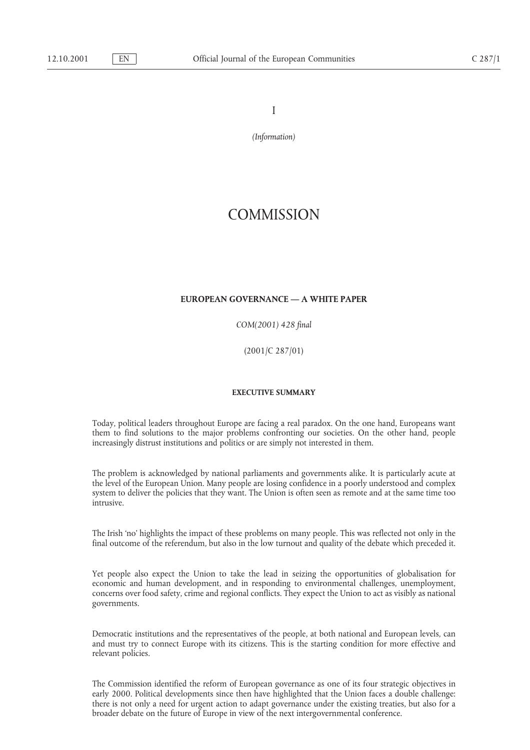I

*(Information)*

# COMMISSION

## EUROPEAN GOVERNANCE — A WHITE PAPER

*COM(2001) 428 final*

(2001/C 287/01)

### EXECUTIVE SUMMARY

Today, political leaders throughout Europe are facing a real paradox. On the one hand, Europeans want them to find solutions to the major problems confronting our societies. On the other hand, people increasingly distrust institutions and politics or are simply not interested in them.

The problem is acknowledged by national parliaments and governments alike. It is particularly acute at the level of the European Union. Many people are losing confidence in a poorly understood and complex system to deliver the policies that they want. The Union is often seen as remote and at the same time too intrusive.

The Irish 'no' highlights the impact of these problems on many people. This was reflected not only in the final outcome of the referendum, but also in the low turnout and quality of the debate which preceded it.

Yet people also expect the Union to take the lead in seizing the opportunities of globalisation for economic and human development, and in responding to environmental challenges, unemployment, concerns over food safety, crime and regional conflicts. They expect the Union to act as visibly as national governments.

Democratic institutions and the representatives of the people, at both national and European levels, can and must try to connect Europe with its citizens. This is the starting condition for more effective and relevant policies.

The Commission identified the reform of European governance as one of its four strategic objectives in early 2000. Political developments since then have highlighted that the Union faces a double challenge: there is not only a need for urgent action to adapt governance under the existing treaties, but also for a broader debate on the future of Europe in view of the next intergovernmental conference.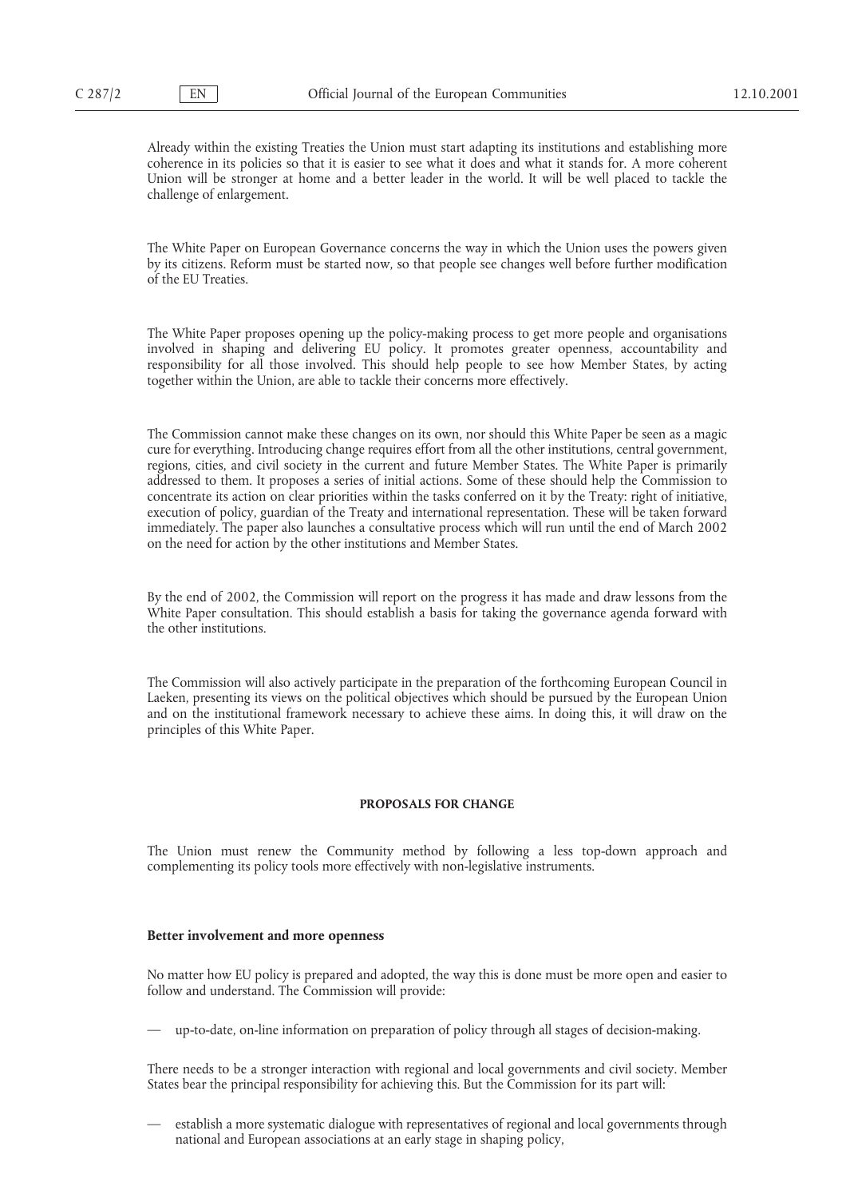Already within the existing Treaties the Union must start adapting its institutions and establishing more coherence in its policies so that it is easier to see what it does and what it stands for. A more coherent Union will be stronger at home and a better leader in the world. It will be well placed to tackle the challenge of enlargement.

The White Paper on European Governance concerns the way in which the Union uses the powers given by its citizens. Reform must be started now, so that people see changes well before further modification of the EU Treaties.

The White Paper proposes opening up the policy-making process to get more people and organisations involved in shaping and delivering EU policy. It promotes greater openness, accountability and responsibility for all those involved. This should help people to see how Member States, by acting together within the Union, are able to tackle their concerns more effectively.

The Commission cannot make these changes on its own, nor should this White Paper be seen as a magic cure for everything. Introducing change requires effort from all the other institutions, central government, regions, cities, and civil society in the current and future Member States. The White Paper is primarily addressed to them. It proposes a series of initial actions. Some of these should help the Commission to concentrate its action on clear priorities within the tasks conferred on it by the Treaty: right of initiative, execution of policy, guardian of the Treaty and international representation. These will be taken forward immediately. The paper also launches a consultative process which will run until the end of March 2002 on the need for action by the other institutions and Member States.

By the end of 2002, the Commission will report on the progress it has made and draw lessons from the White Paper consultation. This should establish a basis for taking the governance agenda forward with the other institutions.

The Commission will also actively participate in the preparation of the forthcoming European Council in Laeken, presenting its views on the political objectives which should be pursued by the European Union and on the institutional framework necessary to achieve these aims. In doing this, it will draw on the principles of this White Paper.

## PROPOSALS FOR CHANGE

The Union must renew the Community method by following a less top-down approach and complementing its policy tools more effectively with non-legislative instruments.

### Better involvement and more openness

No matter how EU policy is prepared and adopted, the way this is done must be more open and easier to follow and understand. The Commission will provide:

— up-to-date, on-line information on preparation of policy through all stages of decision-making.

There needs to be a stronger interaction with regional and local governments and civil society. Member States bear the principal responsibility for achieving this. But the Commission for its part will:

— establish a more systematic dialogue with representatives of regional and local governments through national and European associations at an early stage in shaping policy,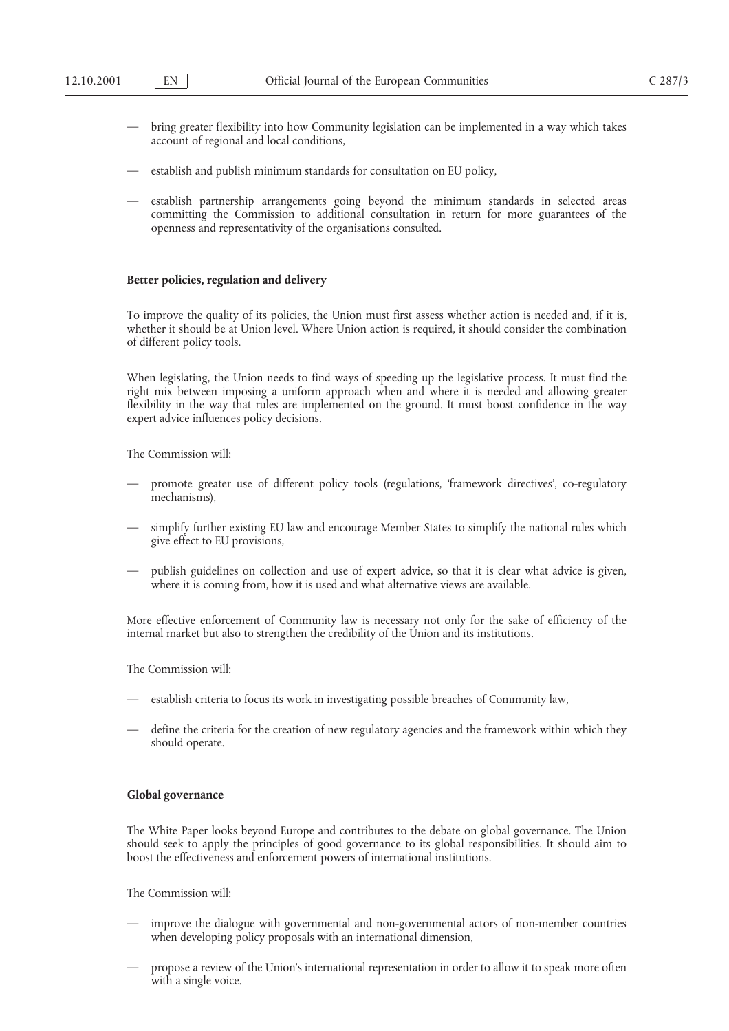- bring greater flexibility into how Community legislation can be implemented in a way which takes account of regional and local conditions,
- establish and publish minimum standards for consultation on EU policy,
- establish partnership arrangements going beyond the minimum standards in selected areas committing the Commission to additional consultation in return for more guarantees of the openness and representativity of the organisations consulted.

**Better policies, regulation and delivery**

To improve the quality of its policies, the Union must first assess whether action is needed and, if it is, whether it should be at Union level. Where Union action is required, it should consider the combination of different policy tools.

When legislating, the Union needs to find ways of speeding up the legislative process. It must find the right mix between imposing a uniform approach when and where it is needed and allowing greater flexibility in the way that rules are implemented on the ground. It must boost confidence in the way expert advice influences policy decisions.

The Commission will:

- promote greater use of different policy tools (regulations, 'framework directives', co-regulatory mechanisms),
- simplify further existing EU law and encourage Member States to simplify the national rules which give effect to EU provisions,
- publish guidelines on collection and use of expert advice, so that it is clear what advice is given, where it is coming from, how it is used and what alternative views are available.

More effective enforcement of Community law is necessary not only for the sake of efficiency of the internal market but also to strengthen the credibility of the Union and its institutions.

The Commission will:

- establish criteria to focus its work in investigating possible breaches of Community law,
- define the criteria for the creation of new regulatory agencies and the framework within which they should operate.

**Global governance**

The White Paper looks beyond Europe and contributes to the debate on global governance. The Union should seek to apply the principles of good governance to its global responsibilities. It should aim to boost the effectiveness and enforcement powers of international institutions.

The Commission will:

- improve the dialogue with governmental and non-governmental actors of non-member countries when developing policy proposals with an international dimension,
- propose a review of the Union's international representation in order to allow it to speak more often with a single voice.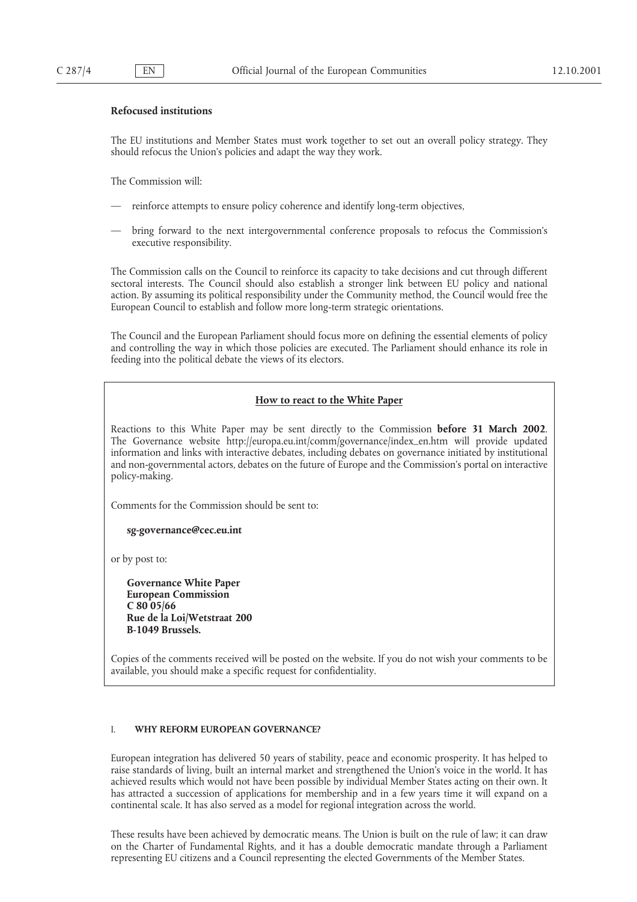**Refocused institutions**

The EU institutions and Member States must work together to set out an overall policy strategy. They should refocus the Union's policies and adapt the way they work.

The Commission will:

- reinforce attempts to ensure policy coherence and identify long-term objectives,
- bring forward to the next intergovernmental conference proposals to refocus the Commission's executive responsibility.

The Commission calls on the Council to reinforce its capacity to take decisions and cut through different sectoral interests. The Council should also establish a stronger link between EU policy and national action. By assuming its political responsibility under the Community method, the Council would free the European Council to establish and follow more long-term strategic orientations.

The Council and the European Parliament should focus more on defining the essential elements of policy and controlling the way in which those policies are executed. The Parliament should enhance its role in feeding into the political debate the views of its electors.

**How to react to the White Paper**

Reactions to this White Paper may be sent directly to the Commission **before 31 March 2002**. The Governance website http://europa.eu.int/comm/governance/index_en.htm will provide updated information and links with interactive debates, including debates on governance initiated by institutional and non-governmental actors, debates on the future of Europe and the Commission's portal on interactive policy-making.

Comments for the Commission should be sent to:

**sg-governance@cec.eu.int**

or by post to:

**Governance White Paper**
**European Commission**
**C 80 05/66**
**Rue de la Loi/Wetstraat 200**
**B-1049 Brussels.**

Copies of the comments received will be posted on the website. If you do not wish your comments to be available, you should make a specific request for confidentiality.

## I. WHY REFORM EUROPEAN GOVERNANCE?

European integration has delivered 50 years of stability, peace and economic prosperity. It has helped to raise standards of living, built an internal market and strengthened the Union's voice in the world. It has achieved results which would not have been possible by individual Member States acting on their own. It has attracted a succession of applications for membership and in a few years time it will expand on a continental scale. It has also served as a model for regional integration across the world.

These results have been achieved by democratic means. The Union is built on the rule of law; it can draw on the Charter of Fundamental Rights, and it has a double democratic mandate through a Parliament representing EU citizens and a Council representing the elected Governments of the Member States.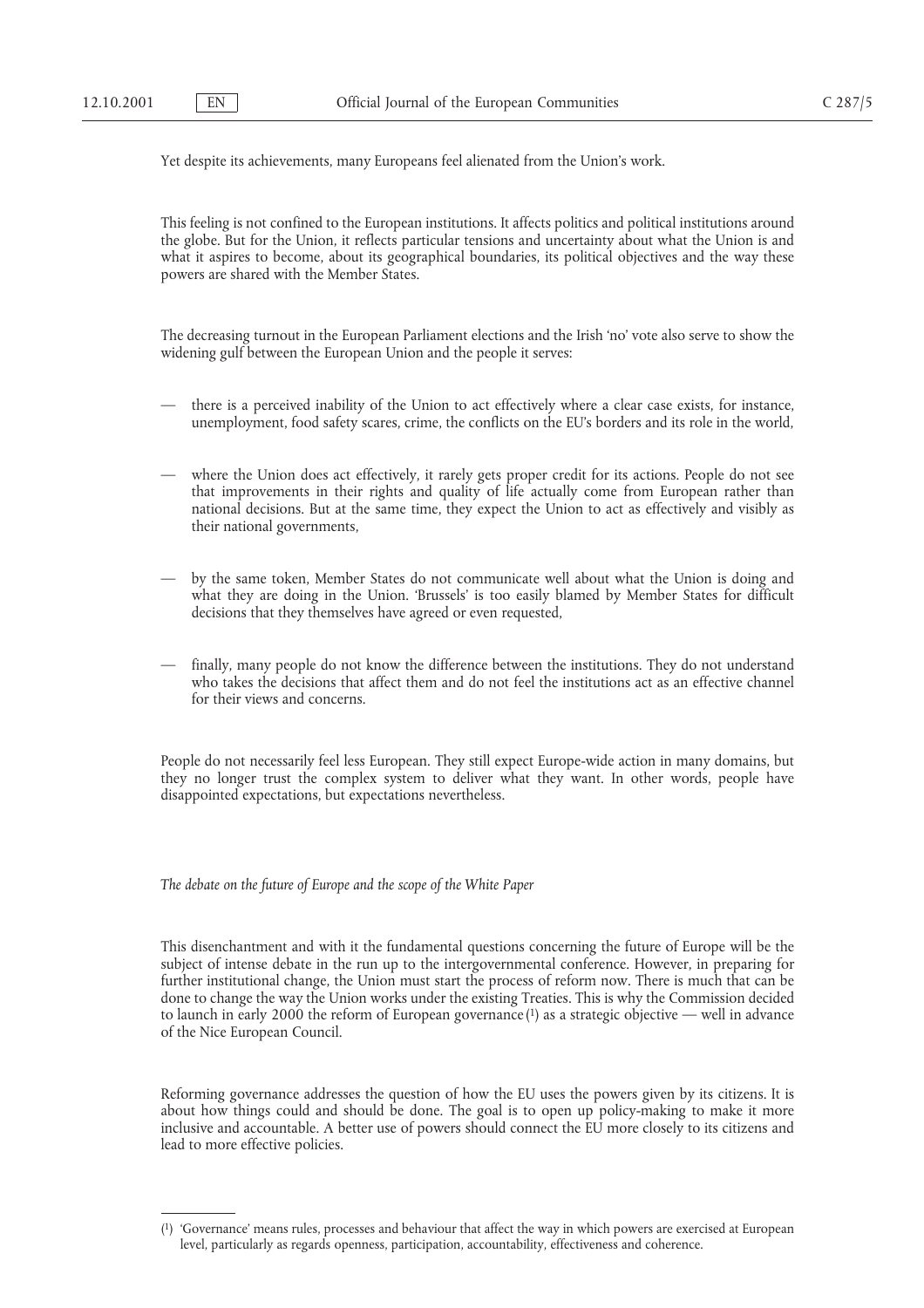Yet despite its achievements, many Europeans feel alienated from the Union's work.

This feeling is not confined to the European institutions. It affects politics and political institutions around the globe. But for the Union, it reflects particular tensions and uncertainty about what the Union is and what it aspires to become, about its geographical boundaries, its political objectives and the way these powers are shared with the Member States.

The decreasing turnout in the European Parliament elections and the Irish 'no' vote also serve to show the widening gulf between the European Union and the people it serves:

— there is a perceived inability of the Union to act effectively where a clear case exists, for instance, unemployment, food safety scares, crime, the conflicts on the EU's borders and its role in the world,

— where the Union does act effectively, it rarely gets proper credit for its actions. People do not see that improvements in their rights and quality of life actually come from European rather than national decisions. But at the same time, they expect the Union to act as effectively and visibly as their national governments,

— by the same token, Member States do not communicate well about what the Union is doing and what they are doing in the Union. 'Brussels' is too easily blamed by Member States for difficult decisions that they themselves have agreed or even requested,

— finally, many people do not know the difference between the institutions. They do not understand who takes the decisions that affect them and do not feel the institutions act as an effective channel for their views and concerns.

People do not necessarily feel less European. They still expect Europe-wide action in many domains, but they no longer trust the complex system to deliver what they want. In other words, people have disappointed expectations, but expectations nevertheless.

*The debate on the future of Europe and the scope of the White Paper*

This disenchantment and with it the fundamental questions concerning the future of Europe will be the subject of intense debate in the run up to the intergovernmental conference. However, in preparing for further institutional change, the Union must start the process of reform now. There is much that can be done to change the way the Union works under the existing Treaties. This is why the Commission decided to launch in early 2000 the reform of European governance [1] as a strategic objective — well in advance of the Nice European Council.

Reforming governance addresses the question of how the EU uses the powers given by its citizens. It is about how things could and should be done. The goal is to open up policy-making to make it more inclusive and accountable. A better use of powers should connect the EU more closely to its citizens and lead to more effective policies.

---

[1] 'Governance' means rules, processes and behaviour that affect the way in which powers are exercised at European level, particularly as regards openness, participation, accountability, effectiveness and coherence.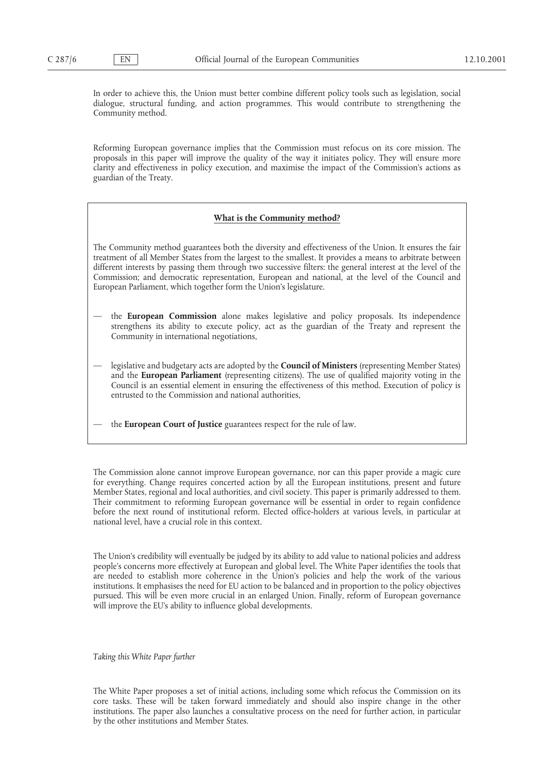In order to achieve this, the Union must better combine different policy tools such as legislation, social dialogue, structural funding, and action programmes. This would contribute to strengthening the Community method.

Reforming European governance implies that the Commission must refocus on its core mission. The proposals in this paper will improve the quality of the way it initiates policy. They will ensure more clarity and effectiveness in policy execution, and maximise the impact of the Commission's actions as guardian of the Treaty.

**What is the Community method?**

The Community method guarantees both the diversity and effectiveness of the Union. It ensures the fair treatment of all Member States from the largest to the smallest. It provides a means to arbitrate between different interests by passing them through two successive filters: the general interest at the level of the Commission; and democratic representation, European and national, at the level of the Council and European Parliament, which together form the Union's legislature.

— the **European Commission** alone makes legislative and policy proposals. Its independence strengthens its ability to execute policy, act as the guardian of the Treaty and represent the Community in international negotiations,

— legislative and budgetary acts are adopted by the **Council of Ministers** (representing Member States) and the **European Parliament** (representing citizens). The use of qualified majority voting in the Council is an essential element in ensuring the effectiveness of this method. Execution of policy is entrusted to the Commission and national authorities,

— the **European Court of Justice** guarantees respect for the rule of law.

The Commission alone cannot improve European governance, nor can this paper provide a magic cure for everything. Change requires concerted action by all the European institutions, present and future Member States, regional and local authorities, and civil society. This paper is primarily addressed to them. Their commitment to reforming European governance will be essential in order to regain confidence before the next round of institutional reform. Elected office-holders at various levels, in particular at national level, have a crucial role in this context.

The Union's credibility will eventually be judged by its ability to add value to national policies and address people's concerns more effectively at European and global level. The White Paper identifies the tools that are needed to establish more coherence in the Union's policies and help the work of the various institutions. It emphasises the need for EU action to be balanced and in proportion to the policy objectives pursued. This will be even more crucial in an enlarged Union. Finally, reform of European governance will improve the EU's ability to influence global developments.

*Taking this White Paper further*

The White Paper proposes a set of initial actions, including some which refocus the Commission on its core tasks. These will be taken forward immediately and should also inspire change in the other institutions. The paper also launches a consultative process on the need for further action, in particular by the other institutions and Member States.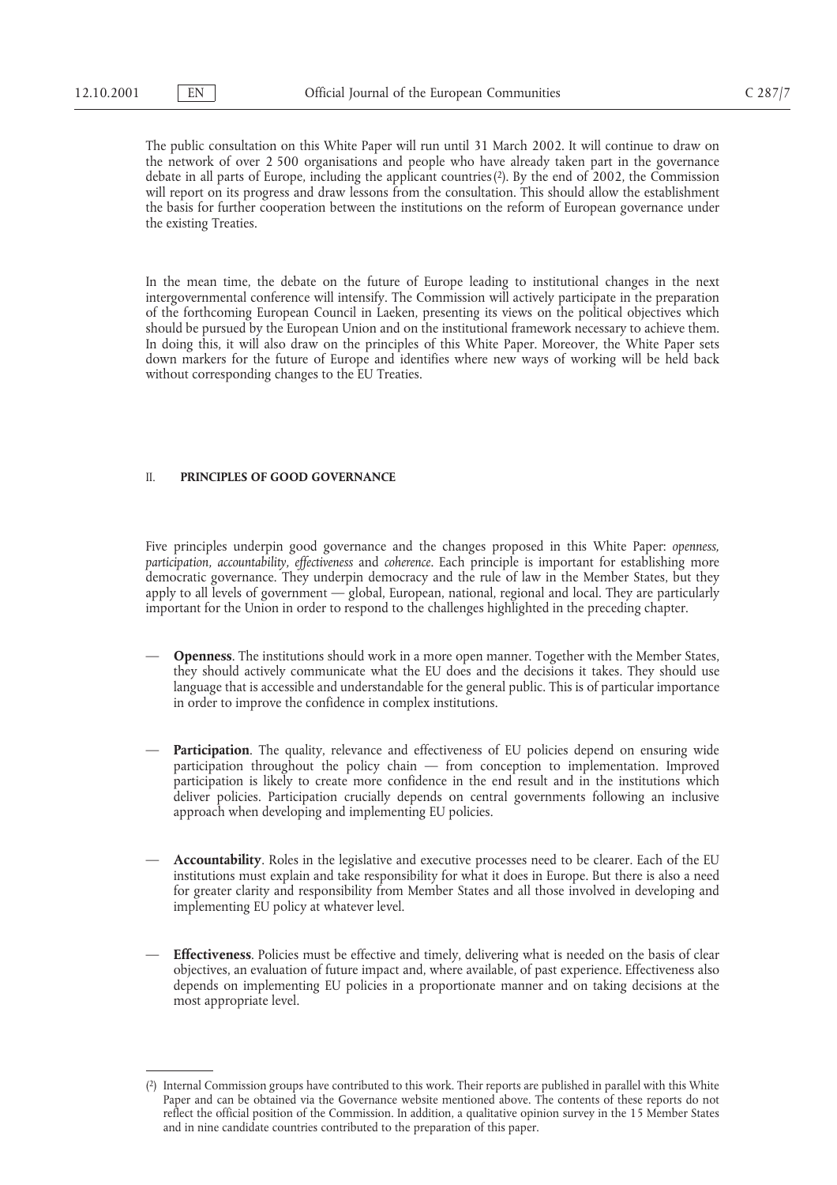The public consultation on this White Paper will run until 31 March 2002. It will continue to draw on the network of over 2 500 organisations and people who have already taken part in the governance debate in all parts of Europe, including the applicant countries [2]. By the end of 2002, the Commission will report on its progress and draw lessons from the consultation. This should allow the establishment the basis for further cooperation between the institutions on the reform of European governance under the existing Treaties.

In the mean time, the debate on the future of Europe leading to institutional changes in the next intergovernmental conference will intensify. The Commission will actively participate in the preparation of the forthcoming European Council in Laeken, presenting its views on the political objectives which should be pursued by the European Union and on the institutional framework necessary to achieve them. In doing this, it will also draw on the principles of this White Paper. Moreover, the White Paper sets down markers for the future of Europe and identifies where new ways of working will be held back without corresponding changes to the EU Treaties.

## II. PRINCIPLES OF GOOD GOVERNANCE

Five principles underpin good governance and the changes proposed in this White Paper: *openness*, *participation*, *accountability*, *effectiveness* and *coherence*. Each principle is important for establishing more democratic governance. They underpin democracy and the rule of law in the Member States, but they apply to all levels of government — global, European, national, regional and local. They are particularly important for the Union in order to respond to the challenges highlighted in the preceding chapter.

— **Openness**. The institutions should work in a more open manner. Together with the Member States, they should actively communicate what the EU does and the decisions it takes. They should use language that is accessible and understandable for the general public. This is of particular importance in order to improve the confidence in complex institutions.

— **Participation**. The quality, relevance and effectiveness of EU policies depend on ensuring wide participation throughout the policy chain — from conception to implementation. Improved participation is likely to create more confidence in the end result and in the institutions which deliver policies. Participation crucially depends on central governments following an inclusive approach when developing and implementing EU policies.

— **Accountability**. Roles in the legislative and executive processes need to be clearer. Each of the EU institutions must explain and take responsibility for what it does in Europe. But there is also a need for greater clarity and responsibility from Member States and all those involved in developing and implementing EU policy at whatever level.

— **Effectiveness**. Policies must be effective and timely, delivering what is needed on the basis of clear objectives, an evaluation of future impact and, where available, of past experience. Effectiveness also depends on implementing EU policies in a proportionate manner and on taking decisions at the most appropriate level.

---

[2] Internal Commission groups have contributed to this work. Their reports are published in parallel with this White Paper and can be obtained via the Governance website mentioned above. The contents of these reports do not reflect the official position of the Commission. In addition, a qualitative opinion survey in the 15 Member States and in nine candidate countries contributed to the preparation of this paper.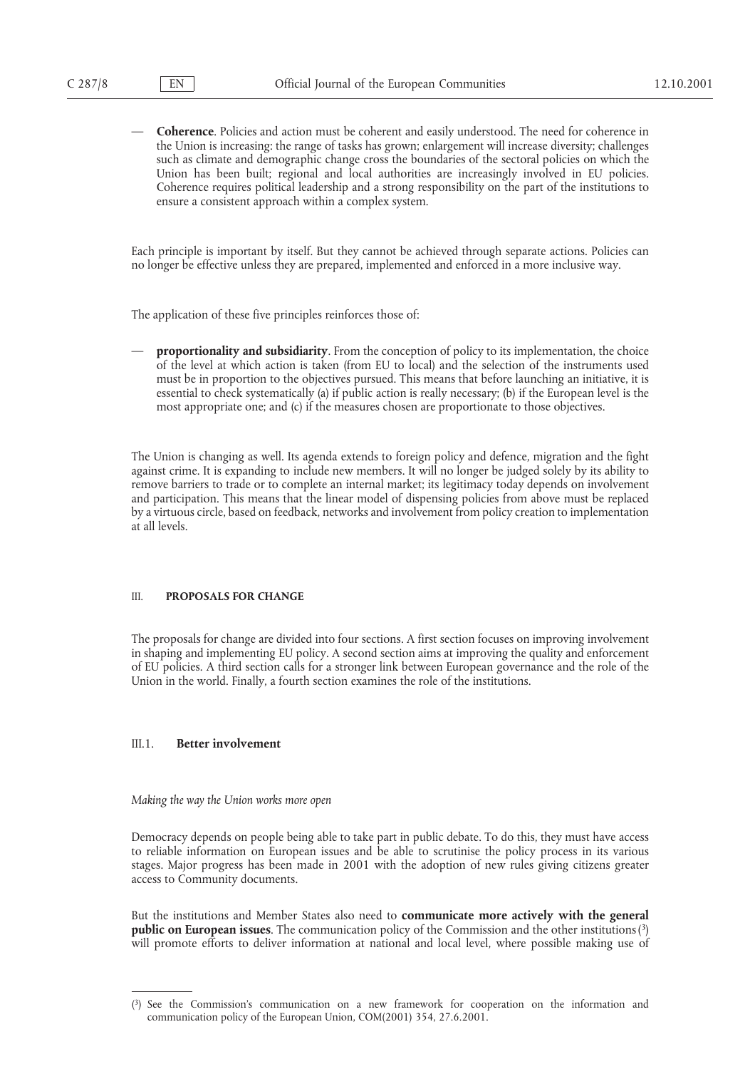— **Coherence**. Policies and action must be coherent and easily understood. The need for coherence in the Union is increasing: the range of tasks has grown; enlargement will increase diversity; challenges such as climate and demographic change cross the boundaries of the sectoral policies on which the Union has been built; regional and local authorities are increasingly involved in EU policies. Coherence requires political leadership and a strong responsibility on the part of the institutions to ensure a consistent approach within a complex system.

Each principle is important by itself. But they cannot be achieved through separate actions. Policies can no longer be effective unless they are prepared, implemented and enforced in a more inclusive way.

The application of these five principles reinforces those of:

— **proportionality and subsidiarity**. From the conception of policy to its implementation, the choice of the level at which action is taken (from EU to local) and the selection of the instruments used must be in proportion to the objectives pursued. This means that before launching an initiative, it is essential to check systematically (a) if public action is really necessary; (b) if the European level is the most appropriate one; and (c) if the measures chosen are proportionate to those objectives.

The Union is changing as well. Its agenda extends to foreign policy and defence, migration and the fight against crime. It is expanding to include new members. It will no longer be judged solely by its ability to remove barriers to trade or to complete an internal market; its legitimacy today depends on involvement and participation. This means that the linear model of dispensing policies from above must be replaced by a virtuous circle, based on feedback, networks and involvement from policy creation to implementation at all levels.

## III. PROPOSALS FOR CHANGE

The proposals for change are divided into four sections. A first section focuses on improving involvement in shaping and implementing EU policy. A second section aims at improving the quality and enforcement of EU policies. A third section calls for a stronger link between European governance and the role of the Union in the world. Finally, a fourth section examines the role of the institutions.

### III.1. Better involvement

*Making the way the Union works more open*

Democracy depends on people being able to take part in public debate. To do this, they must have access to reliable information on European issues and be able to scrutinise the policy process in its various stages. Major progress has been made in 2001 with the adoption of new rules giving citizens greater access to Community documents.

But the institutions and Member States also need to **communicate more actively with the general public on European issues**. The communication policy of the Commission and the other institutions [3] will promote efforts to deliver information at national and local level, where possible making use of

---

[3] See the Commission's communication on a new framework for cooperation on the information and communication policy of the European Union, COM(2001) 354, 27.6.2001.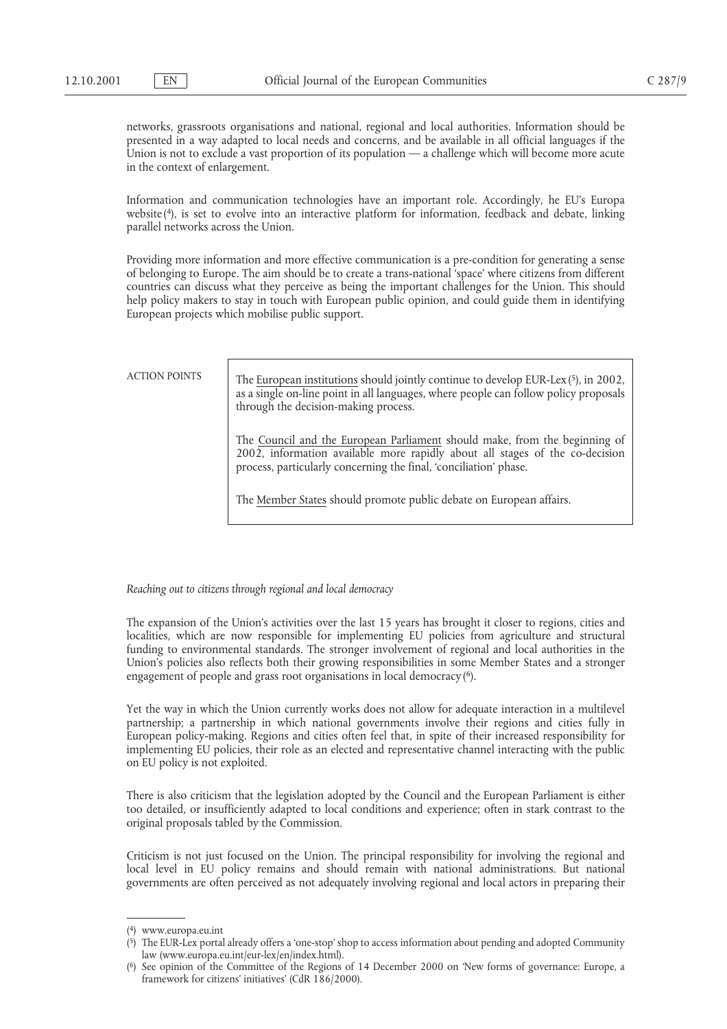networks, grassroots organisations and national, regional and local authorities. Information should be presented in a way adapted to local needs and concerns, and be available in all official languages if the Union is not to exclude a vast proportion of its population — a challenge which will become more acute in the context of enlargement.

Information and communication technologies have an important role. Accordingly, he EU's Europa website [4], is set to evolve into an interactive platform for information, feedback and debate, linking parallel networks across the Union.

Providing more information and more effective communication is a pre-condition for generating a sense of belonging to Europe. The aim should be to create a trans-national 'space' where citizens from different countries can discuss what they perceive as being the important challenges for the Union. This should help policy makers to stay in touch with European public opinion, and could guide them in identifying European projects which mobilise public support.

ACTION POINTS

> The European institutions should jointly continue to develop EUR-Lex [5], in 2002, as a single on-line point in all languages, where people can follow policy proposals through the decision-making process.
>
> The Council and the European Parliament should make, from the beginning of 2002, information available more rapidly about all stages of the co-decision process, particularly concerning the final, 'conciliation' phase.
>
> The Member States should promote public debate on European affairs.

*Reaching out to citizens through regional and local democracy*

The expansion of the Union's activities over the last 15 years has brought it closer to regions, cities and localities, which are now responsible for implementing EU policies from agriculture and structural funding to environmental standards. The stronger involvement of regional and local authorities in the Union's policies also reflects both their growing responsibilities in some Member States and a stronger engagement of people and grass root organisations in local democracy [6].

Yet the way in which the Union currently works does not allow for adequate interaction in a multilevel partnership; a partnership in which national governments involve their regions and cities fully in European policy-making. Regions and cities often feel that, in spite of their increased responsibility for implementing EU policies, their role as an elected and representative channel interacting with the public on EU policy is not exploited.

There is also criticism that the legislation adopted by the Council and the European Parliament is either too detailed, or insufficiently adapted to local conditions and experience; often in stark contrast to the original proposals tabled by the Commission.

Criticism is not just focused on the Union. The principal responsibility for involving the regional and local level in EU policy remains and should remain with national administrations. But national governments are often perceived as not adequately involving regional and local actors in preparing their

---

[4] www.europa.eu.int

[5] The EUR-Lex portal already offers a 'one-stop' shop to access information about pending and adopted Community law (www.europa.eu.int/eur-lex/en/index.html).

[6] See opinion of the Committee of the Regions of 14 December 2000 on 'New forms of governance: Europe, a framework for citizens' initiatives' (CdR 186/2000).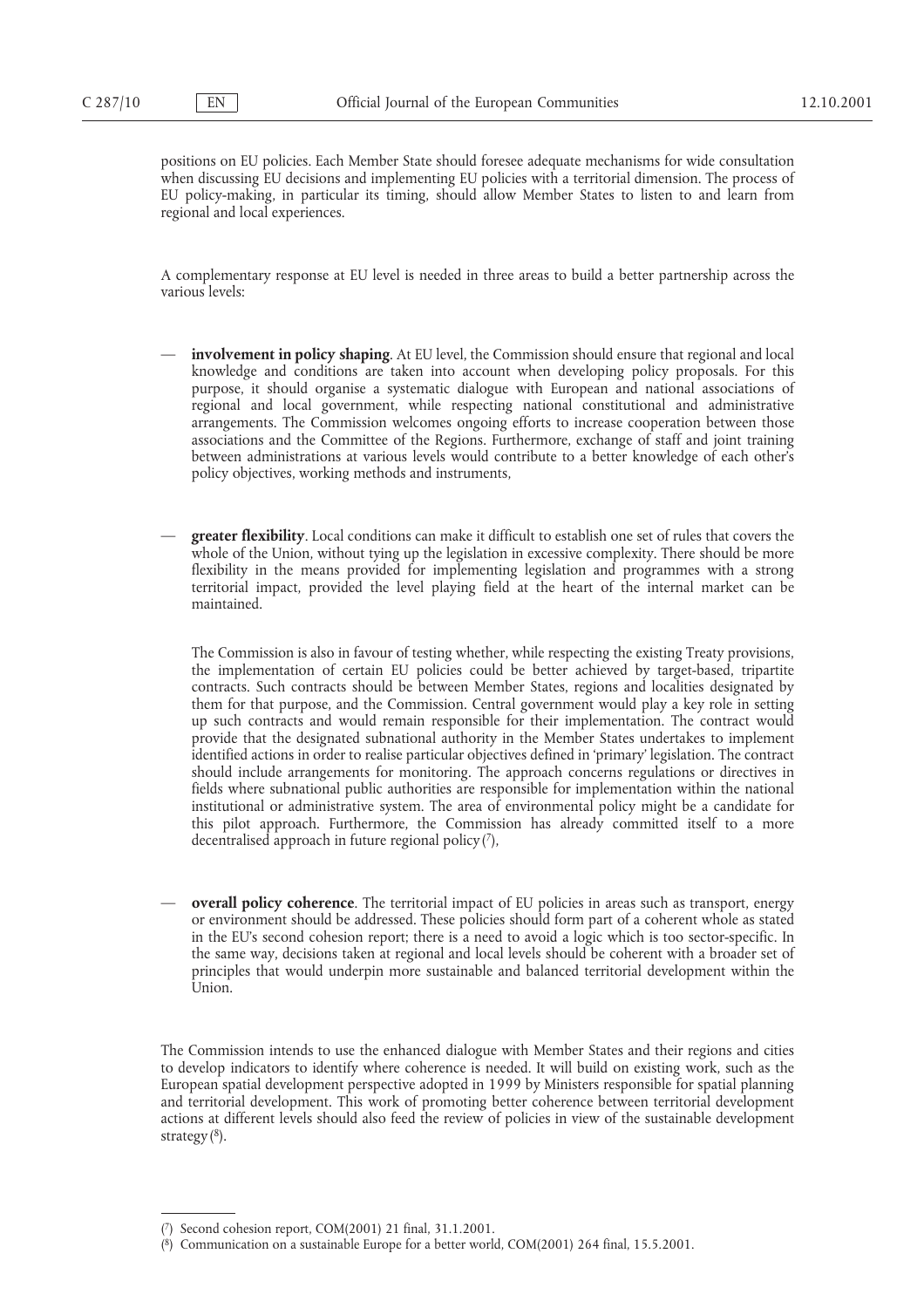positions on EU policies. Each Member State should foresee adequate mechanisms for wide consultation when discussing EU decisions and implementing EU policies with a territorial dimension. The process of EU policy-making, in particular its timing, should allow Member States to listen to and learn from regional and local experiences.

A complementary response at EU level is needed in three areas to build a better partnership across the various levels:

— **involvement in policy shaping**. At EU level, the Commission should ensure that regional and local knowledge and conditions are taken into account when developing policy proposals. For this purpose, it should organise a systematic dialogue with European and national associations of regional and local government, while respecting national constitutional and administrative arrangements. The Commission welcomes ongoing efforts to increase cooperation between those associations and the Committee of the Regions. Furthermore, exchange of staff and joint training between administrations at various levels would contribute to a better knowledge of each other's policy objectives, working methods and instruments,

— **greater flexibility**. Local conditions can make it difficult to establish one set of rules that covers the whole of the Union, without tying up the legislation in excessive complexity. There should be more flexibility in the means provided for implementing legislation and programmes with a strong territorial impact, provided the level playing field at the heart of the internal market can be maintained.

  The Commission is also in favour of testing whether, while respecting the existing Treaty provisions, the implementation of certain EU policies could be better achieved by target-based, tripartite contracts. Such contracts should be between Member States, regions and localities designated by them for that purpose, and the Commission. Central government would play a key role in setting up such contracts and would remain responsible for their implementation. The contract would provide that the designated subnational authority in the Member States undertakes to implement identified actions in order to realise particular objectives defined in 'primary' legislation. The contract should include arrangements for monitoring. The approach concerns regulations or directives in fields where subnational public authorities are responsible for implementation within the national institutional or administrative system. The area of environmental policy might be a candidate for this pilot approach. Furthermore, the Commission has already committed itself to a more decentralised approach in future regional policy [7],

— **overall policy coherence**. The territorial impact of EU policies in areas such as transport, energy or environment should be addressed. These policies should form part of a coherent whole as stated in the EU's second cohesion report; there is a need to avoid a logic which is too sector-specific. In the same way, decisions taken at regional and local levels should be coherent with a broader set of principles that would underpin more sustainable and balanced territorial development within the Union.

The Commission intends to use the enhanced dialogue with Member States and their regions and cities to develop indicators to identify where coherence is needed. It will build on existing work, such as the European spatial development perspective adopted in 1999 by Ministers responsible for spatial planning and territorial development. This work of promoting better coherence between territorial development actions at different levels should also feed the review of policies in view of the sustainable development strategy [8].

---

[7] Second cohesion report, COM(2001) 21 final, 31.1.2001.

[8] Communication on a sustainable Europe for a better world, COM(2001) 264 final, 15.5.2001.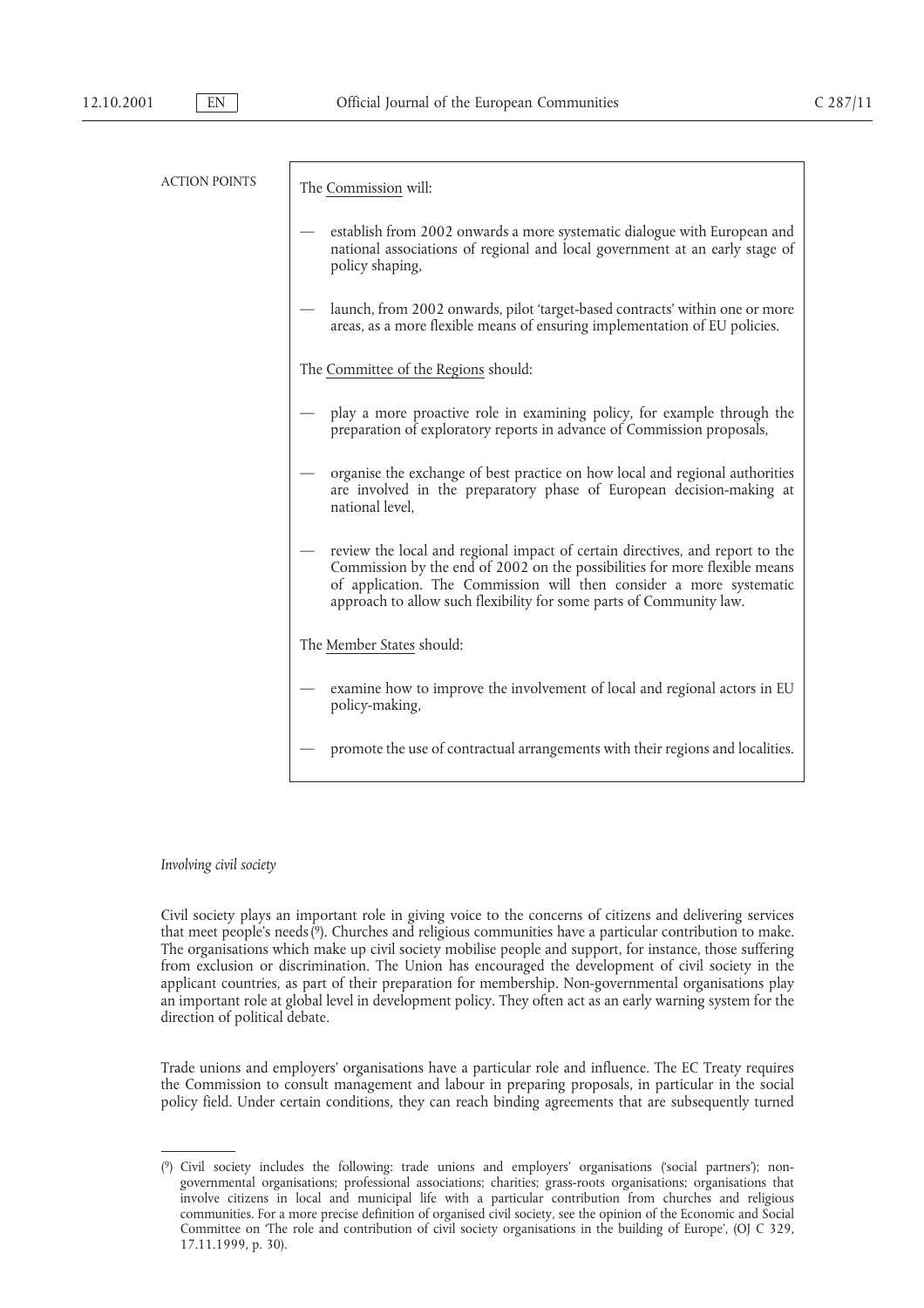ACTION POINTS

The Commission will:

- establish from 2002 onwards a more systematic dialogue with European and national associations of regional and local government at an early stage of policy shaping,
- launch, from 2002 onwards, pilot 'target-based contracts' within one or more areas, as a more flexible means of ensuring implementation of EU policies.

The Committee of the Regions should:

- play a more proactive role in examining policy, for example through the preparation of exploratory reports in advance of Commission proposals,
- organise the exchange of best practice on how local and regional authorities are involved in the preparatory phase of European decision-making at national level,
- review the local and regional impact of certain directives, and report to the Commission by the end of 2002 on the possibilities for more flexible means of application. The Commission will then consider a more systematic approach to allow such flexibility for some parts of Community law.

The Member States should:

- examine how to improve the involvement of local and regional actors in EU policy-making,
- promote the use of contractual arrangements with their regions and localities.

*Involving civil society*

Civil society plays an important role in giving voice to the concerns of citizens and delivering services that meet people's needs [9]. Churches and religious communities have a particular contribution to make. The organisations which make up civil society mobilise people and support, for instance, those suffering from exclusion or discrimination. The Union has encouraged the development of civil society in the applicant countries, as part of their preparation for membership. Non-governmental organisations play an important role at global level in development policy. They often act as an early warning system for the direction of political debate.

Trade unions and employers' organisations have a particular role and influence. The EC Treaty requires the Commission to consult management and labour in preparing proposals, in particular in the social policy field. Under certain conditions, they can reach binding agreements that are subsequently turned

---

[9] Civil society includes the following: trade unions and employers' organisations ('social partners'); non-governmental organisations; professional associations; charities; grass-roots organisations; organisations that involve citizens in local and municipal life with a particular contribution from churches and religious communities. For a more precise definition of organised civil society, see the opinion of the Economic and Social Committee on 'The role and contribution of civil society organisations in the building of Europe', (OJ C 329, 17.11.1999, p. 30).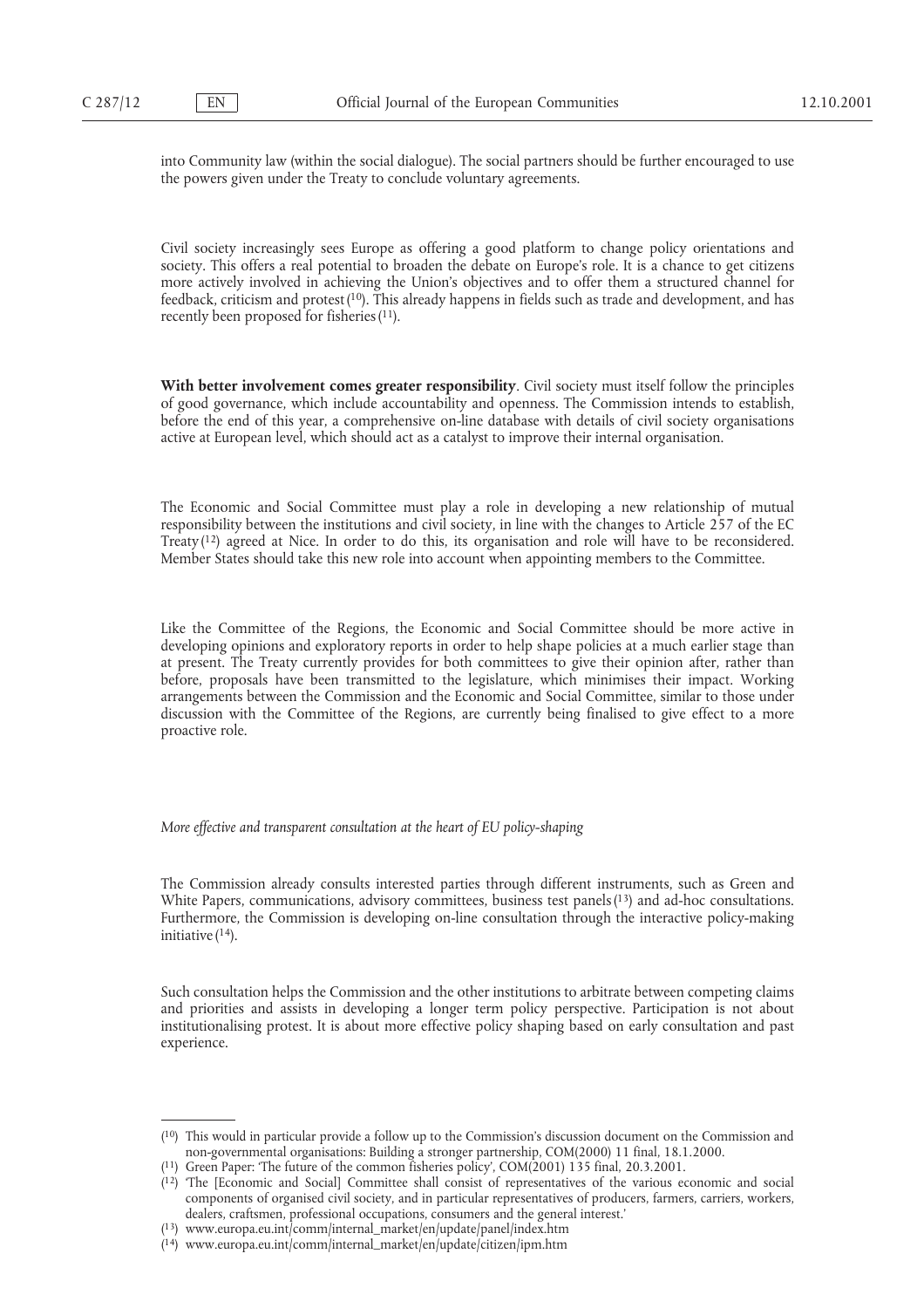into Community law (within the social dialogue). The social partners should be further encouraged to use the powers given under the Treaty to conclude voluntary agreements.

Civil society increasingly sees Europe as offering a good platform to change policy orientations and society. This offers a real potential to broaden the debate on Europe's role. It is a chance to get citizens more actively involved in achieving the Union's objectives and to offer them a structured channel for feedback, criticism and protest [10]. This already happens in fields such as trade and development, and has recently been proposed for fisheries [11].

**With better involvement comes greater responsibility**. Civil society must itself follow the principles of good governance, which include accountability and openness. The Commission intends to establish, before the end of this year, a comprehensive on-line database with details of civil society organisations active at European level, which should act as a catalyst to improve their internal organisation.

The Economic and Social Committee must play a role in developing a new relationship of mutual responsibility between the institutions and civil society, in line with the changes to Article 257 of the EC Treaty [12] agreed at Nice. In order to do this, its organisation and role will have to be reconsidered. Member States should take this new role into account when appointing members to the Committee.

Like the Committee of the Regions, the Economic and Social Committee should be more active in developing opinions and exploratory reports in order to help shape policies at a much earlier stage than at present. The Treaty currently provides for both committees to give their opinion after, rather than before, proposals have been transmitted to the legislature, which minimises their impact. Working arrangements between the Commission and the Economic and Social Committee, similar to those under discussion with the Committee of the Regions, are currently being finalised to give effect to a more proactive role.

*More effective and transparent consultation at the heart of EU policy-shaping*

The Commission already consults interested parties through different instruments, such as Green and White Papers, communications, advisory committees, business test panels [13] and ad-hoc consultations. Furthermore, the Commission is developing on-line consultation through the interactive policy-making initiative [14].

Such consultation helps the Commission and the other institutions to arbitrate between competing claims and priorities and assists in developing a longer term policy perspective. Participation is not about institutionalising protest. It is about more effective policy shaping based on early consultation and past experience.

---

(10) This would in particular provide a follow up to the Commission's discussion document on the Commission and non-governmental organisations: Building a stronger partnership, COM(2000) 11 final, 18.1.2000.

(11) Green Paper: 'The future of the common fisheries policy', COM(2001) 135 final, 20.3.2001.

(12) 'The [Economic and Social] Committee shall consist of representatives of the various economic and social components of organised civil society, and in particular representatives of producers, farmers, carriers, workers, dealers, craftsmen, professional occupations, consumers and the general interest.'

(13) www.europa.eu.int/comm/internal_market/en/update/panel/index.htm

(14) www.europa.eu.int/comm/internal_market/en/update/citizen/ipm.htm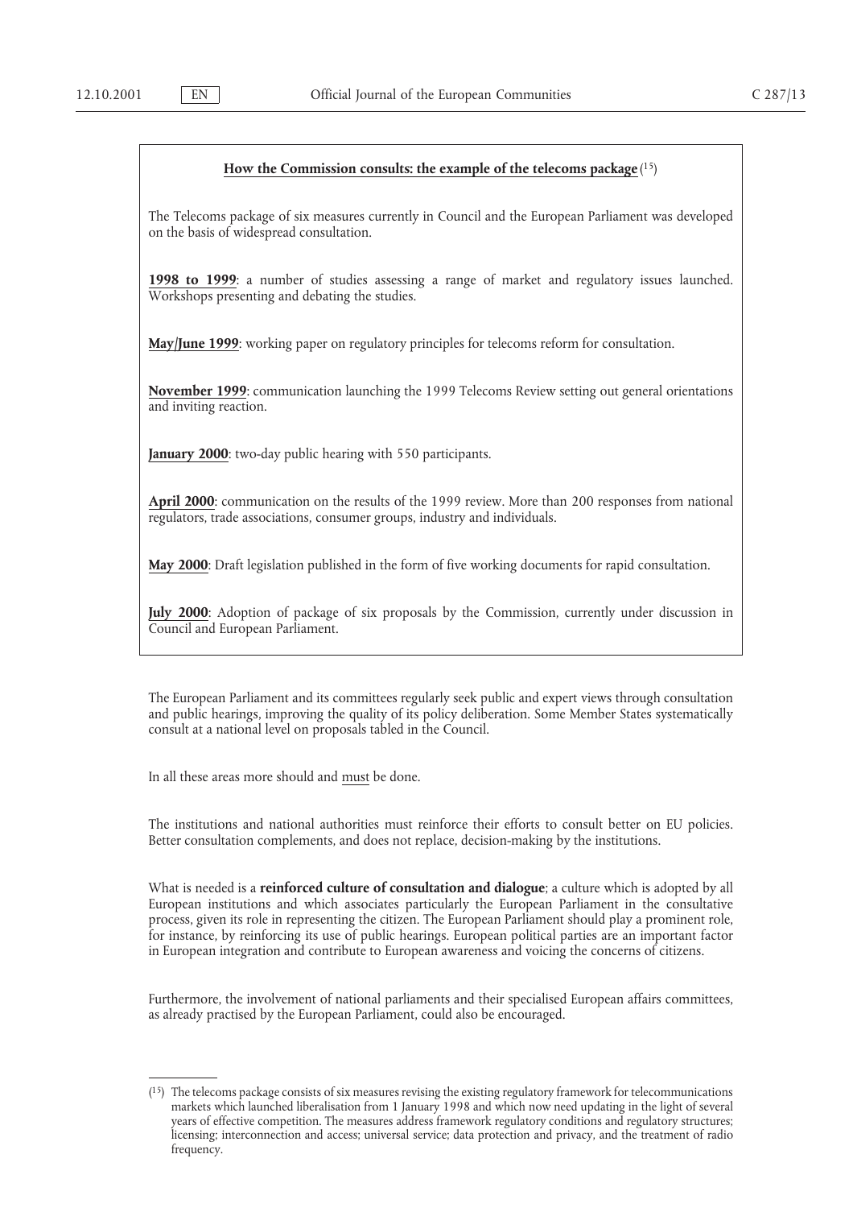**<u>How the Commission consults: the example of the telecoms package</u>** [15]

The Telecoms package of six measures currently in Council and the European Parliament was developed on the basis of widespread consultation.

**<u>1998 to 1999</u>**: a number of studies assessing a range of market and regulatory issues launched. Workshops presenting and debating the studies.

**<u>May/June 1999</u>**: working paper on regulatory principles for telecoms reform for consultation.

**<u>November 1999</u>**: communication launching the 1999 Telecoms Review setting out general orientations and inviting reaction.

**<u>January 2000</u>**: two-day public hearing with 550 participants.

**<u>April 2000</u>**: communication on the results of the 1999 review. More than 200 responses from national regulators, trade associations, consumer groups, industry and individuals.

**<u>May 2000</u>**: Draft legislation published in the form of five working documents for rapid consultation.

**<u>July 2000</u>**: Adoption of package of six proposals by the Commission, currently under discussion in Council and European Parliament.

The European Parliament and its committees regularly seek public and expert views through consultation and public hearings, improving the quality of its policy deliberation. Some Member States systematically consult at a national level on proposals tabled in the Council.

In all these areas more should and <u>must</u> be done.

The institutions and national authorities must reinforce their efforts to consult better on EU policies. Better consultation complements, and does not replace, decision-making by the institutions.

What is needed is a **reinforced culture of consultation and dialogue**; a culture which is adopted by all European institutions and which associates particularly the European Parliament in the consultative process, given its role in representing the citizen. The European Parliament should play a prominent role, for instance, by reinforcing its use of public hearings. European political parties are an important factor in European integration and contribute to European awareness and voicing the concerns of citizens.

Furthermore, the involvement of national parliaments and their specialised European affairs committees, as already practised by the European Parliament, could also be encouraged.

---

[15] The telecoms package consists of six measures revising the existing regulatory framework for telecommunications markets which launched liberalisation from 1 January 1998 and which now need updating in the light of several years of effective competition. The measures address framework regulatory conditions and regulatory structures; licensing; interconnection and access; universal service; data protection and privacy, and the treatment of radio frequency.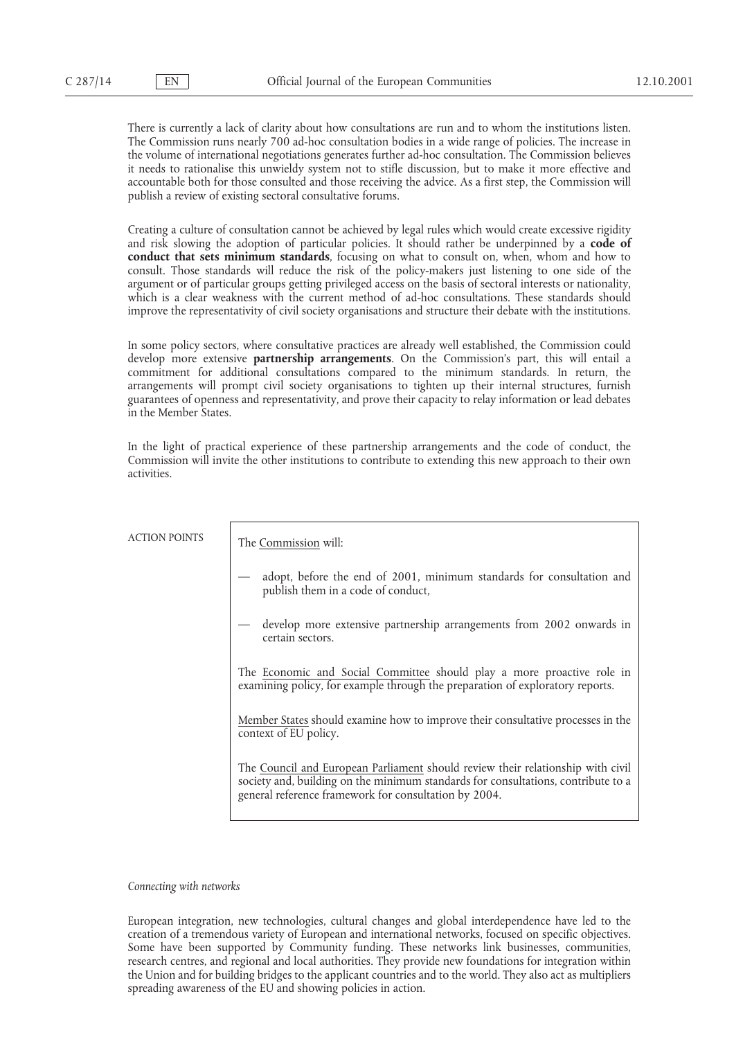There is currently a lack of clarity about how consultations are run and to whom the institutions listen. The Commission runs nearly 700 ad-hoc consultation bodies in a wide range of policies. The increase in the volume of international negotiations generates further ad-hoc consultation. The Commission believes it needs to rationalise this unwieldy system not to stifle discussion, but to make it more effective and accountable both for those consulted and those receiving the advice. As a first step, the Commission will publish a review of existing sectoral consultative forums.

Creating a culture of consultation cannot be achieved by legal rules which would create excessive rigidity and risk slowing the adoption of particular policies. It should rather be underpinned by a **code of conduct that sets minimum standards**, focusing on what to consult on, when, whom and how to consult. Those standards will reduce the risk of the policy-makers just listening to one side of the argument or of particular groups getting privileged access on the basis of sectoral interests or nationality, which is a clear weakness with the current method of ad-hoc consultations. These standards should improve the representativity of civil society organisations and structure their debate with the institutions.

In some policy sectors, where consultative practices are already well established, the Commission could develop more extensive **partnership arrangements**. On the Commission's part, this will entail a commitment for additional consultations compared to the minimum standards. In return, the arrangements will prompt civil society organisations to tighten up their internal structures, furnish guarantees of openness and representativity, and prove their capacity to relay information or lead debates in the Member States.

In the light of practical experience of these partnership arrangements and the code of conduct, the Commission will invite the other institutions to contribute to extending this new approach to their own activities.

ACTION POINTS

The Commission will:

— adopt, before the end of 2001, minimum standards for consultation and publish them in a code of conduct,

— develop more extensive partnership arrangements from 2002 onwards in certain sectors.

The Economic and Social Committee should play a more proactive role in examining policy, for example through the preparation of exploratory reports.

Member States should examine how to improve their consultative processes in the context of EU policy.

The Council and European Parliament should review their relationship with civil society and, building on the minimum standards for consultations, contribute to a general reference framework for consultation by 2004.

*Connecting with networks*

European integration, new technologies, cultural changes and global interdependence have led to the creation of a tremendous variety of European and international networks, focused on specific objectives. Some have been supported by Community funding. These networks link businesses, communities, research centres, and regional and local authorities. They provide new foundations for integration within the Union and for building bridges to the applicant countries and to the world. They also act as multipliers spreading awareness of the EU and showing policies in action.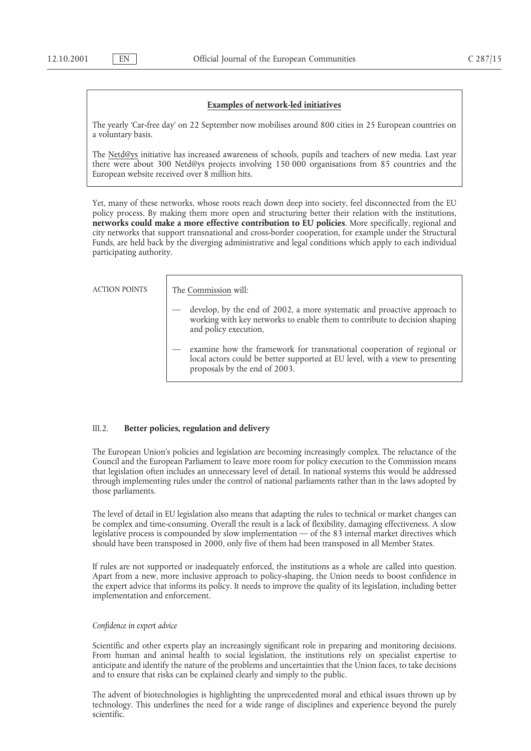**Examples of network-led initiatives**

The yearly 'Car-free day' on 22 September now mobilises around 800 cities in 25 European countries on a voluntary basis.

The Netd@ys initiative has increased awareness of schools, pupils and teachers of new media. Last year there were about 300 Netd@ys projects involving 150 000 organisations from 85 countries and the European website received over 8 million hits.

Yet, many of these networks, whose roots reach down deep into society, feel disconnected from the EU policy process. By making them more open and structuring better their relation with the institutions, **networks could make a more effective contribution to EU policies**. More specifically, regional and city networks that support transnational and cross-border cooperation, for example under the Structural Funds, are held back by the diverging administrative and legal conditions which apply to each individual participating authority.

ACTION POINTS

The Commission will:

— develop, by the end of 2002, a more systematic and proactive approach to working with key networks to enable them to contribute to decision shaping and policy execution,

— examine how the framework for transnational cooperation of regional or local actors could be better supported at EU level, with a view to presenting proposals by the end of 2003.

### III.2. Better policies, regulation and delivery

The European Union's policies and legislation are becoming increasingly complex. The reluctance of the Council and the European Parliament to leave more room for policy execution to the Commission means that legislation often includes an unnecessary level of detail. In national systems this would be addressed through implementing rules under the control of national parliaments rather than in the laws adopted by those parliaments.

The level of detail in EU legislation also means that adapting the rules to technical or market changes can be complex and time-consuming. Overall the result is a lack of flexibility, damaging effectiveness. A slow legislative process is compounded by slow implementation — of the 83 internal market directives which should have been transposed in 2000, only five of them had been transposed in all Member States.

If rules are not supported or inadequately enforced, the institutions as a whole are called into question. Apart from a new, more inclusive approach to policy-shaping, the Union needs to boost confidence in the expert advice that informs its policy. It needs to improve the quality of its legislation, including better implementation and enforcement.

*Confidence in expert advice*

Scientific and other experts play an increasingly significant role in preparing and monitoring decisions. From human and animal health to social legislation, the institutions rely on specialist expertise to anticipate and identify the nature of the problems and uncertainties that the Union faces, to take decisions and to ensure that risks can be explained clearly and simply to the public.

The advent of biotechnologies is highlighting the unprecedented moral and ethical issues thrown up by technology. This underlines the need for a wide range of disciplines and experience beyond the purely scientific.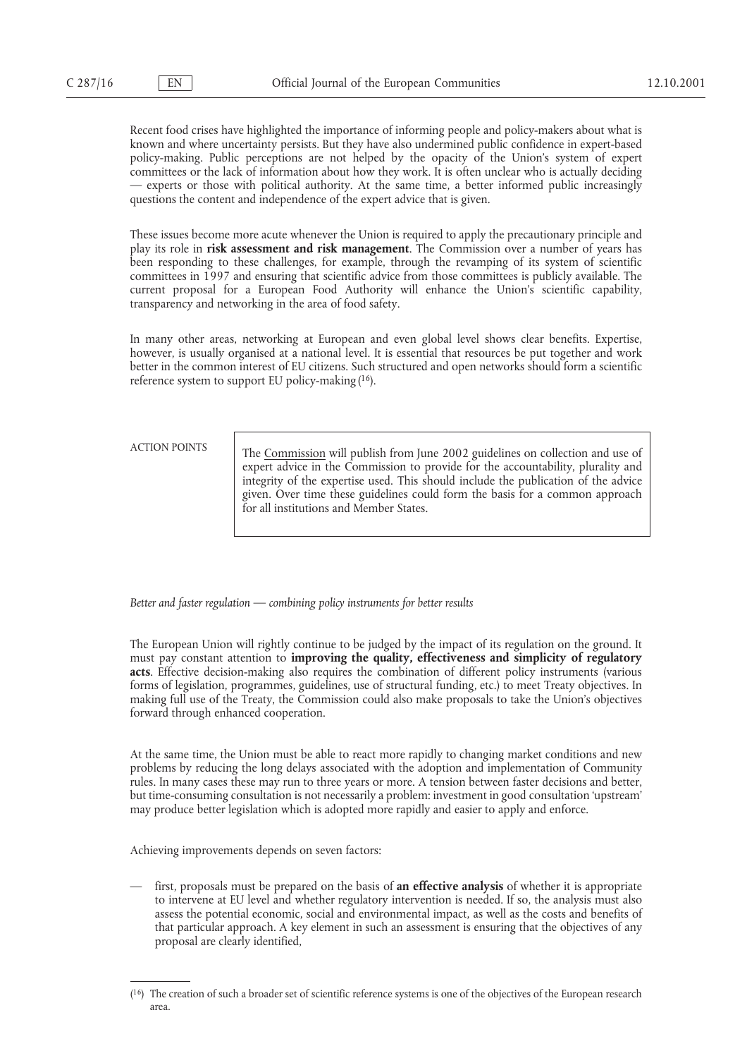Recent food crises have highlighted the importance of informing people and policy-makers about what is known and where uncertainty persists. But they have also undermined public confidence in expert-based policy-making. Public perceptions are not helped by the opacity of the Union's system of expert committees or the lack of information about how they work. It is often unclear who is actually deciding — experts or those with political authority. At the same time, a better informed public increasingly questions the content and independence of the expert advice that is given.

These issues become more acute whenever the Union is required to apply the precautionary principle and play its role in **risk assessment and risk management**. The Commission over a number of years has been responding to these challenges, for example, through the revamping of its system of scientific committees in 1997 and ensuring that scientific advice from those committees is publicly available. The current proposal for a European Food Authority will enhance the Union's scientific capability, transparency and networking in the area of food safety.

In many other areas, networking at European and even global level shows clear benefits. Expertise, however, is usually organised at a national level. It is essential that resources be put together and work better in the common interest of EU citizens. Such structured and open networks should form a scientific reference system to support EU policy-making [16].

ACTION POINTS

> The Commission will publish from June 2002 guidelines on collection and use of expert advice in the Commission to provide for the accountability, plurality and integrity of the expertise used. This should include the publication of the advice given. Over time these guidelines could form the basis for a common approach for all institutions and Member States.

*Better and faster regulation — combining policy instruments for better results*

The European Union will rightly continue to be judged by the impact of its regulation on the ground. It must pay constant attention to **improving the quality, effectiveness and simplicity of regulatory acts**. Effective decision-making also requires the combination of different policy instruments (various forms of legislation, programmes, guidelines, use of structural funding, etc.) to meet Treaty objectives. In making full use of the Treaty, the Commission could also make proposals to take the Union's objectives forward through enhanced cooperation.

At the same time, the Union must be able to react more rapidly to changing market conditions and new problems by reducing the long delays associated with the adoption and implementation of Community rules. In many cases these may run to three years or more. A tension between faster decisions and better, but time-consuming consultation is not necessarily a problem: investment in good consultation 'upstream' may produce better legislation which is adopted more rapidly and easier to apply and enforce.

Achieving improvements depends on seven factors:

— first, proposals must be prepared on the basis of **an effective analysis** of whether it is appropriate to intervene at EU level and whether regulatory intervention is needed. If so, the analysis must also assess the potential economic, social and environmental impact, as well as the costs and benefits of that particular approach. A key element in such an assessment is ensuring that the objectives of any proposal are clearly identified,

---

[16] The creation of such a broader set of scientific reference systems is one of the objectives of the European research area.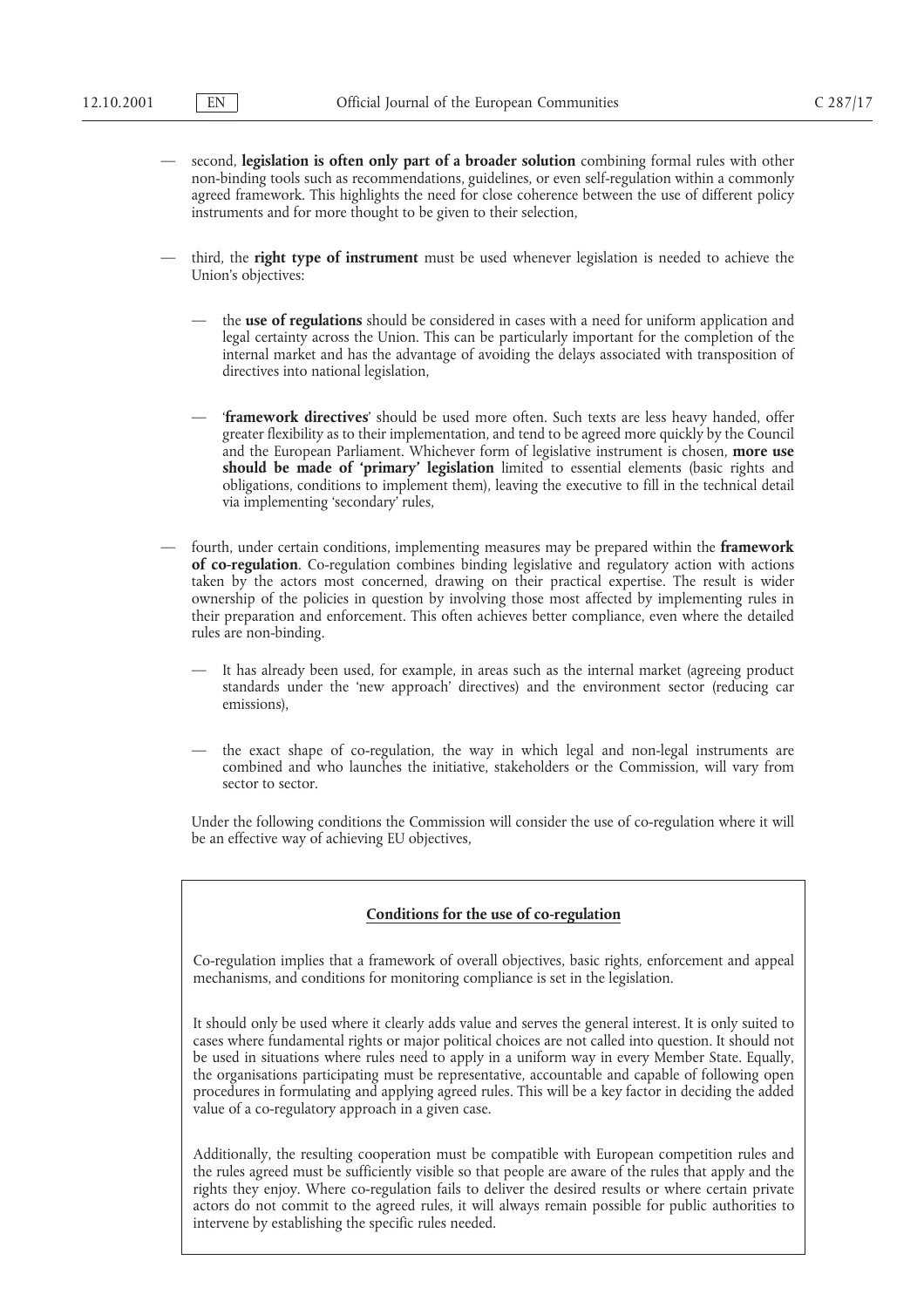— second, **legislation is often only part of a broader solution** combining formal rules with other non-binding tools such as recommendations, guidelines, or even self-regulation within a commonly agreed framework. This highlights the need for close coherence between the use of different policy instruments and for more thought to be given to their selection,

— third, the **right type of instrument** must be used whenever legislation is needed to achieve the Union's objectives:

  — the **use of regulations** should be considered in cases with a need for uniform application and legal certainty across the Union. This can be particularly important for the completion of the internal market and has the advantage of avoiding the delays associated with transposition of directives into national legislation,

  — '**framework directives**' should be used more often. Such texts are less heavy handed, offer greater flexibility as to their implementation, and tend to be agreed more quickly by the Council and the European Parliament. Whichever form of legislative instrument is chosen, **more use should be made of 'primary' legislation** limited to essential elements (basic rights and obligations, conditions to implement them), leaving the executive to fill in the technical detail via implementing 'secondary' rules,

— fourth, under certain conditions, implementing measures may be prepared within the **framework of co-regulation**. Co-regulation combines binding legislative and regulatory action with actions taken by the actors most concerned, drawing on their practical expertise. The result is wider ownership of the policies in question by involving those most affected by implementing rules in their preparation and enforcement. This often achieves better compliance, even where the detailed rules are non-binding.

  — It has already been used, for example, in areas such as the internal market (agreeing product standards under the 'new approach' directives) and the environment sector (reducing car emissions),

  — the exact shape of co-regulation, the way in which legal and non-legal instruments are combined and who launches the initiative, stakeholders or the Commission, will vary from sector to sector.

  Under the following conditions the Commission will consider the use of co-regulation where it will be an effective way of achieving EU objectives,

**Conditions for the use of co-regulation**

Co-regulation implies that a framework of overall objectives, basic rights, enforcement and appeal mechanisms, and conditions for monitoring compliance is set in the legislation.

It should only be used where it clearly adds value and serves the general interest. It is only suited to cases where fundamental rights or major political choices are not called into question. It should not be used in situations where rules need to apply in a uniform way in every Member State. Equally, the organisations participating must be representative, accountable and capable of following open procedures in formulating and applying agreed rules. This will be a key factor in deciding the added value of a co-regulatory approach in a given case.

Additionally, the resulting cooperation must be compatible with European competition rules and the rules agreed must be sufficiently visible so that people are aware of the rules that apply and the rights they enjoy. Where co-regulation fails to deliver the desired results or where certain private actors do not commit to the agreed rules, it will always remain possible for public authorities to intervene by establishing the specific rules needed.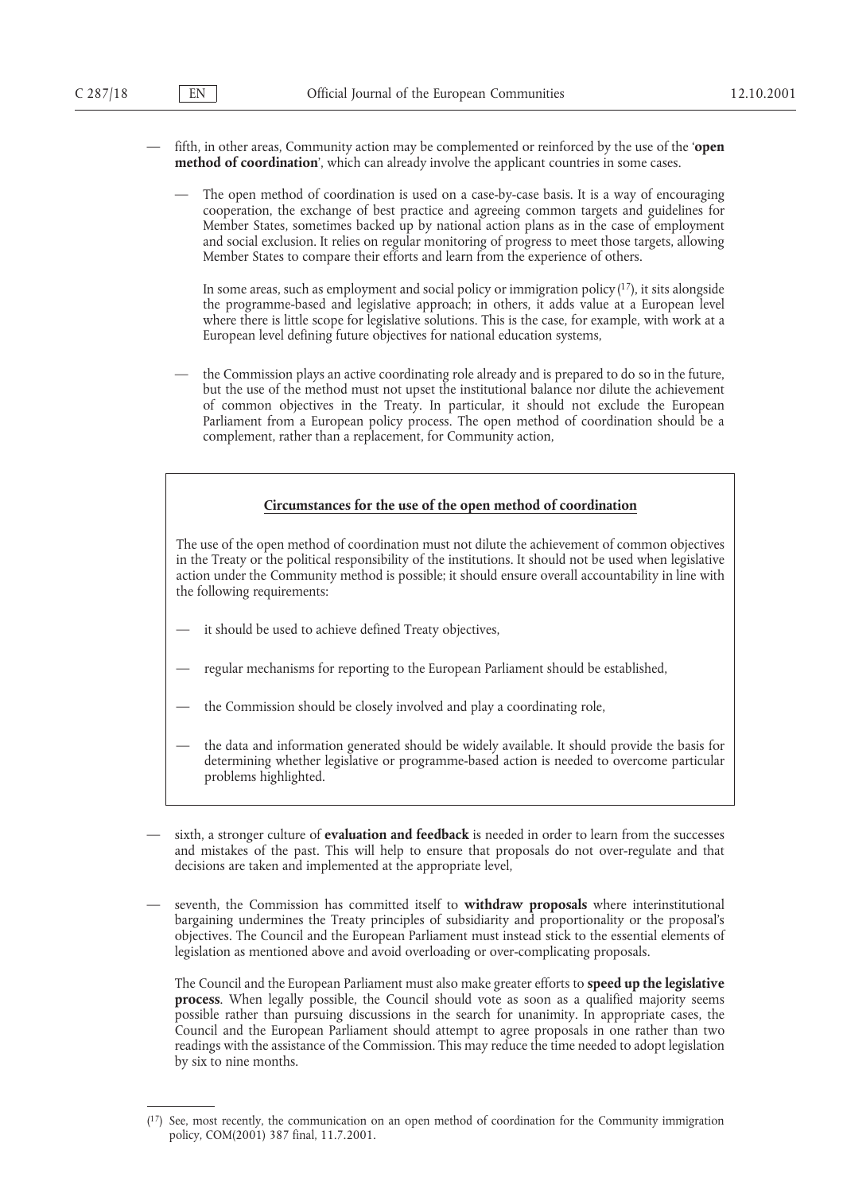- fifth, in other areas, Community action may be complemented or reinforced by the use of the '**open method of coordination**', which can already involve the applicant countries in some cases.

  - The open method of coordination is used on a case-by-case basis. It is a way of encouraging cooperation, the exchange of best practice and agreeing common targets and guidelines for Member States, sometimes backed up by national action plans as in the case of employment and social exclusion. It relies on regular monitoring of progress to meet those targets, allowing Member States to compare their efforts and learn from the experience of others.

    In some areas, such as employment and social policy or immigration policy [17], it sits alongside the programme-based and legislative approach; in others, it adds value at a European level where there is little scope for legislative solutions. This is the case, for example, with work at a European level defining future objectives for national education systems,

  - the Commission plays an active coordinating role already and is prepared to do so in the future, but the use of the method must not upset the institutional balance nor dilute the achievement of common objectives in the Treaty. In particular, it should not exclude the European Parliament from a European policy process. The open method of coordination should be a complement, rather than a replacement, for Community action,

**Circumstances for the use of the open method of coordination**

The use of the open method of coordination must not dilute the achievement of common objectives in the Treaty or the political responsibility of the institutions. It should not be used when legislative action under the Community method is possible; it should ensure overall accountability in line with the following requirements:

- it should be used to achieve defined Treaty objectives,
- regular mechanisms for reporting to the European Parliament should be established,
- the Commission should be closely involved and play a coordinating role,
- the data and information generated should be widely available. It should provide the basis for determining whether legislative or programme-based action is needed to overcome particular problems highlighted.

- sixth, a stronger culture of **evaluation and feedback** is needed in order to learn from the successes and mistakes of the past. This will help to ensure that proposals do not over-regulate and that decisions are taken and implemented at the appropriate level,

- seventh, the Commission has committed itself to **withdraw proposals** where interinstitutional bargaining undermines the Treaty principles of subsidiarity and proportionality or the proposal's objectives. The Council and the European Parliament must instead stick to the essential elements of legislation as mentioned above and avoid overloading or over-complicating proposals.

  The Council and the European Parliament must also make greater efforts to **speed up the legislative process**. When legally possible, the Council should vote as soon as a qualified majority seems possible rather than pursuing discussions in the search for unanimity. In appropriate cases, the Council and the European Parliament should attempt to agree proposals in one rather than two readings with the assistance of the Commission. This may reduce the time needed to adopt legislation by six to nine months.

---

[17] See, most recently, the communication on an open method of coordination for the Community immigration policy, COM(2001) 387 final, 11.7.2001.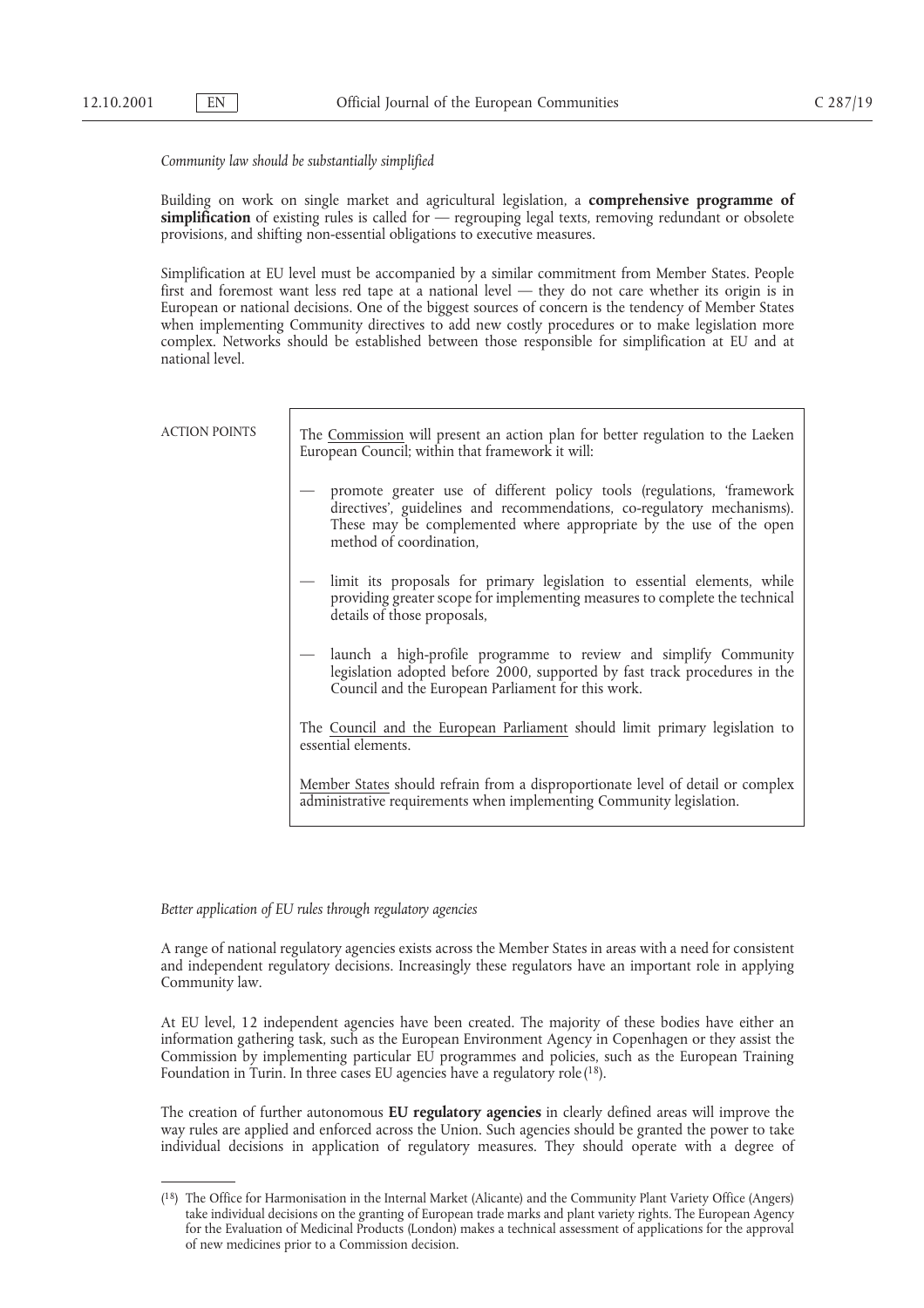*Community law should be substantially simplified*

Building on work on single market and agricultural legislation, a **comprehensive programme of simplification** of existing rules is called for — regrouping legal texts, removing redundant or obsolete provisions, and shifting non-essential obligations to executive measures.

Simplification at EU level must be accompanied by a similar commitment from Member States. People first and foremost want less red tape at a national level — they do not care whether its origin is in European or national decisions. One of the biggest sources of concern is the tendency of Member States when implementing Community directives to add new costly procedures or to make legislation more complex. Networks should be established between those responsible for simplification at EU and at national level.

ACTION POINTS

> The Commission will present an action plan for better regulation to the Laeken European Council; within that framework it will:
>
> — promote greater use of different policy tools (regulations, 'framework directives', guidelines and recommendations, co-regulatory mechanisms). These may be complemented where appropriate by the use of the open method of coordination,
>
> — limit its proposals for primary legislation to essential elements, while providing greater scope for implementing measures to complete the technical details of those proposals,
>
> — launch a high-profile programme to review and simplify Community legislation adopted before 2000, supported by fast track procedures in the Council and the European Parliament for this work.
>
> The Council and the European Parliament should limit primary legislation to essential elements.
>
> Member States should refrain from a disproportionate level of detail or complex administrative requirements when implementing Community legislation.

*Better application of EU rules through regulatory agencies*

A range of national regulatory agencies exists across the Member States in areas with a need for consistent and independent regulatory decisions. Increasingly these regulators have an important role in applying Community law.

At EU level, 12 independent agencies have been created. The majority of these bodies have either an information gathering task, such as the European Environment Agency in Copenhagen or they assist the Commission by implementing particular EU programmes and policies, such as the European Training Foundation in Turin. In three cases EU agencies have a regulatory role [18].

The creation of further autonomous **EU regulatory agencies** in clearly defined areas will improve the way rules are applied and enforced across the Union. Such agencies should be granted the power to take individual decisions in application of regulatory measures. They should operate with a degree of

---

[18] The Office for Harmonisation in the Internal Market (Alicante) and the Community Plant Variety Office (Angers) take individual decisions on the granting of European trade marks and plant variety rights. The European Agency for the Evaluation of Medicinal Products (London) makes a technical assessment of applications for the approval of new medicines prior to a Commission decision.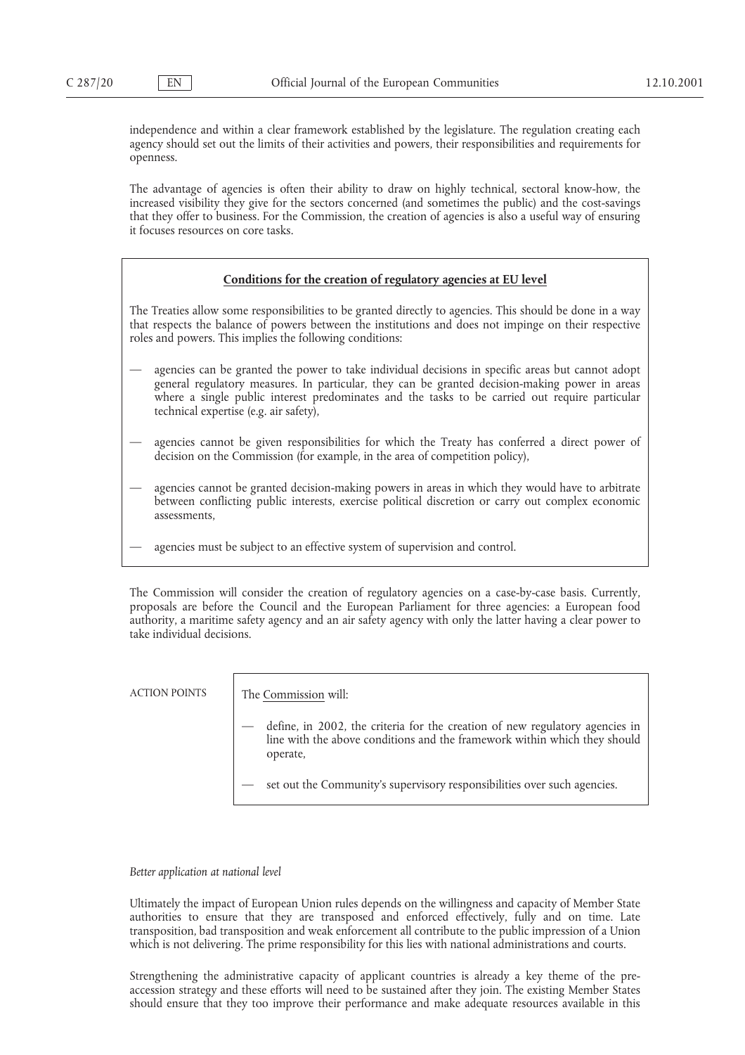independence and within a clear framework established by the legislature. The regulation creating each agency should set out the limits of their activities and powers, their responsibilities and requirements for openness.

The advantage of agencies is often their ability to draw on highly technical, sectoral know-how, the increased visibility they give for the sectors concerned (and sometimes the public) and the cost-savings that they offer to business. For the Commission, the creation of agencies is also a useful way of ensuring it focuses resources on core tasks.

**Conditions for the creation of regulatory agencies at EU level**

The Treaties allow some responsibilities to be granted directly to agencies. This should be done in a way that respects the balance of powers between the institutions and does not impinge on their respective roles and powers. This implies the following conditions:

— agencies can be granted the power to take individual decisions in specific areas but cannot adopt general regulatory measures. In particular, they can be granted decision-making power in areas where a single public interest predominates and the tasks to be carried out require particular technical expertise (e.g. air safety),

— agencies cannot be given responsibilities for which the Treaty has conferred a direct power of decision on the Commission (for example, in the area of competition policy),

— agencies cannot be granted decision-making powers in areas in which they would have to arbitrate between conflicting public interests, exercise political discretion or carry out complex economic assessments,

— agencies must be subject to an effective system of supervision and control.

The Commission will consider the creation of regulatory agencies on a case-by-case basis. Currently, proposals are before the Council and the European Parliament for three agencies: a European food authority, a maritime safety agency and an air safety agency with only the latter having a clear power to take individual decisions.

ACTION POINTS

The Commission will:

— define, in 2002, the criteria for the creation of new regulatory agencies in line with the above conditions and the framework within which they should operate,

— set out the Community's supervisory responsibilities over such agencies.

*Better application at national level*

Ultimately the impact of European Union rules depends on the willingness and capacity of Member State authorities to ensure that they are transposed and enforced effectively, fully and on time. Late transposition, bad transposition and weak enforcement all contribute to the public impression of a Union which is not delivering. The prime responsibility for this lies with national administrations and courts.

Strengthening the administrative capacity of applicant countries is already a key theme of the pre-accession strategy and these efforts will need to be sustained after they join. The existing Member States should ensure that they too improve their performance and make adequate resources available in this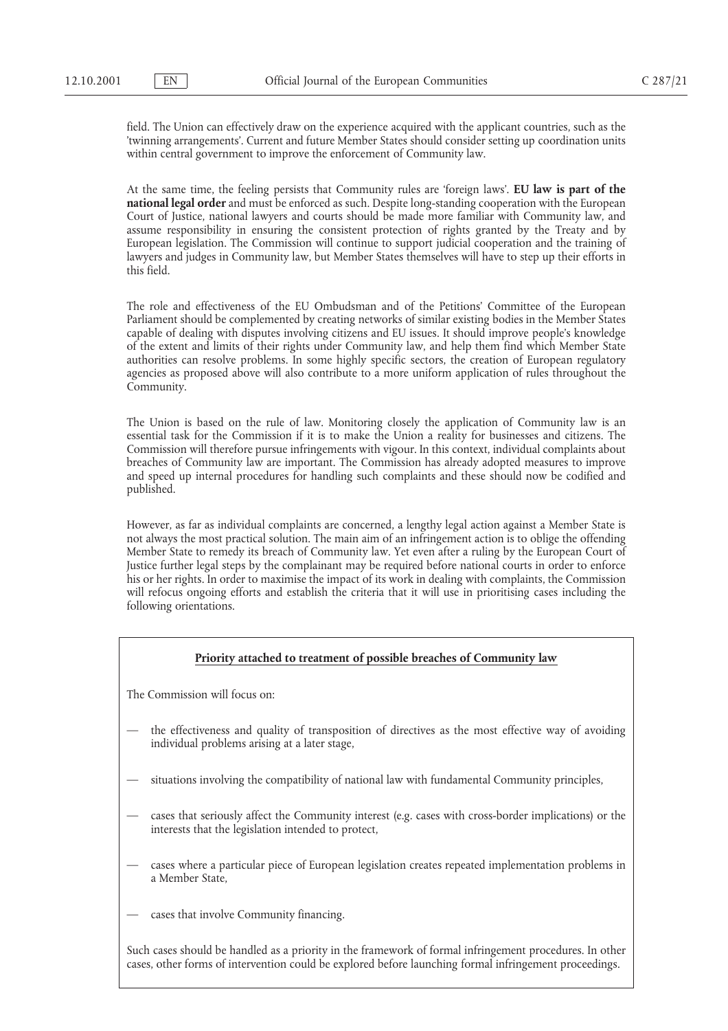field. The Union can effectively draw on the experience acquired with the applicant countries, such as the 'twinning arrangements'. Current and future Member States should consider setting up coordination units within central government to improve the enforcement of Community law.

At the same time, the feeling persists that Community rules are 'foreign laws'. **EU law is part of the national legal order** and must be enforced as such. Despite long-standing cooperation with the European Court of Justice, national lawyers and courts should be made more familiar with Community law, and assume responsibility in ensuring the consistent protection of rights granted by the Treaty and by European legislation. The Commission will continue to support judicial cooperation and the training of lawyers and judges in Community law, but Member States themselves will have to step up their efforts in this field.

The role and effectiveness of the EU Ombudsman and of the Petitions' Committee of the European Parliament should be complemented by creating networks of similar existing bodies in the Member States capable of dealing with disputes involving citizens and EU issues. It should improve people's knowledge of the extent and limits of their rights under Community law, and help them find which Member State authorities can resolve problems. In some highly specific sectors, the creation of European regulatory agencies as proposed above will also contribute to a more uniform application of rules throughout the Community.

The Union is based on the rule of law. Monitoring closely the application of Community law is an essential task for the Commission if it is to make the Union a reality for businesses and citizens. The Commission will therefore pursue infringements with vigour. In this context, individual complaints about breaches of Community law are important. The Commission has already adopted measures to improve and speed up internal procedures for handling such complaints and these should now be codified and published.

However, as far as individual complaints are concerned, a lengthy legal action against a Member State is not always the most practical solution. The main aim of an infringement action is to oblige the offending Member State to remedy its breach of Community law. Yet even after a ruling by the European Court of Justice further legal steps by the complainant may be required before national courts in order to enforce his or her rights. In order to maximise the impact of its work in dealing with complaints, the Commission will refocus ongoing efforts and establish the criteria that it will use in prioritising cases including the following orientations.

**Priority attached to treatment of possible breaches of Community law**

The Commission will focus on:

— the effectiveness and quality of transposition of directives as the most effective way of avoiding individual problems arising at a later stage,

— situations involving the compatibility of national law with fundamental Community principles,

— cases that seriously affect the Community interest (e.g. cases with cross-border implications) or the interests that the legislation intended to protect,

— cases where a particular piece of European legislation creates repeated implementation problems in a Member State,

— cases that involve Community financing.

Such cases should be handled as a priority in the framework of formal infringement procedures. In other cases, other forms of intervention could be explored before launching formal infringement proceedings.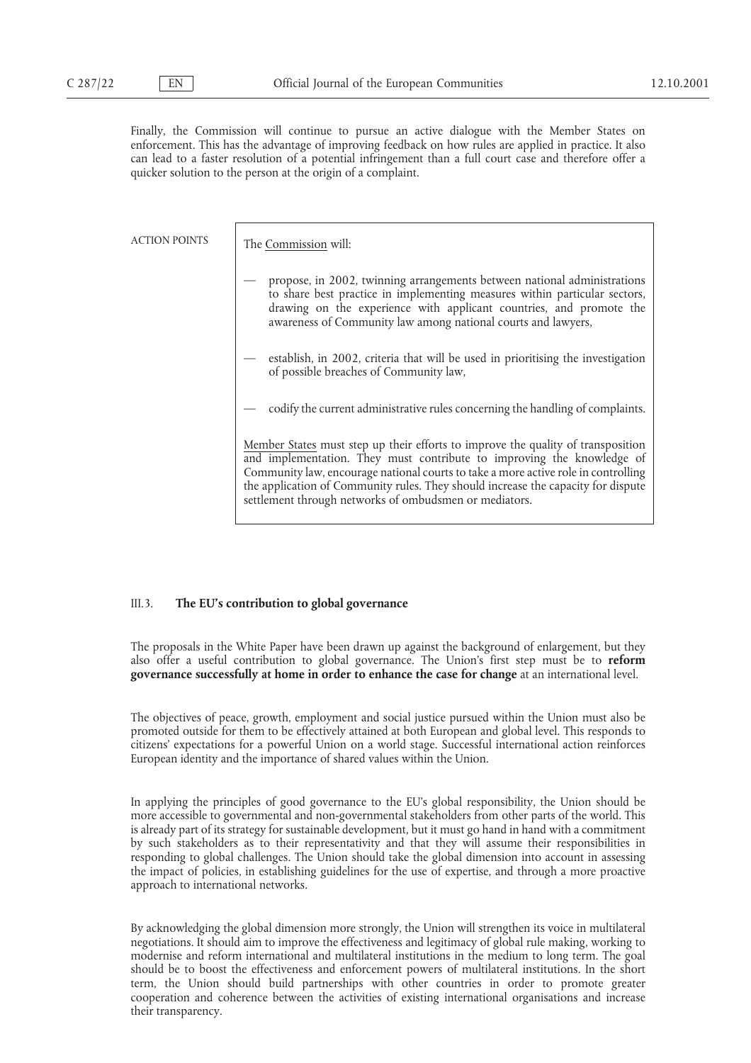Finally, the Commission will continue to pursue an active dialogue with the Member States on enforcement. This has the advantage of improving feedback on how rules are applied in practice. It also can lead to a faster resolution of a potential infringement than a full court case and therefore offer a quicker solution to the person at the origin of a complaint.

ACTION POINTS

The Commission will:

— propose, in 2002, twinning arrangements between national administrations to share best practice in implementing measures within particular sectors, drawing on the experience with applicant countries, and promote the awareness of Community law among national courts and lawyers,

— establish, in 2002, criteria that will be used in prioritising the investigation of possible breaches of Community law,

— codify the current administrative rules concerning the handling of complaints.

Member States must step up their efforts to improve the quality of transposition and implementation. They must contribute to improving the knowledge of Community law, encourage national courts to take a more active role in controlling the application of Community rules. They should increase the capacity for dispute settlement through networks of ombudsmen or mediators.

### III.3. The EU's contribution to global governance

The proposals in the White Paper have been drawn up against the background of enlargement, but they also offer a useful contribution to global governance. The Union's first step must be to **reform governance successfully at home in order to enhance the case for change** at an international level.

The objectives of peace, growth, employment and social justice pursued within the Union must also be promoted outside for them to be effectively attained at both European and global level. This responds to citizens' expectations for a powerful Union on a world stage. Successful international action reinforces European identity and the importance of shared values within the Union.

In applying the principles of good governance to the EU's global responsibility, the Union should be more accessible to governmental and non-governmental stakeholders from other parts of the world. This is already part of its strategy for sustainable development, but it must go hand in hand with a commitment by such stakeholders as to their representativity and that they will assume their responsibilities in responding to global challenges. The Union should take the global dimension into account in assessing the impact of policies, in establishing guidelines for the use of expertise, and through a more proactive approach to international networks.

By acknowledging the global dimension more strongly, the Union will strengthen its voice in multilateral negotiations. It should aim to improve the effectiveness and legitimacy of global rule making, working to modernise and reform international and multilateral institutions in the medium to long term. The goal should be to boost the effectiveness and enforcement powers of multilateral institutions. In the short term, the Union should build partnerships with other countries in order to promote greater cooperation and coherence between the activities of existing international organisations and increase their transparency.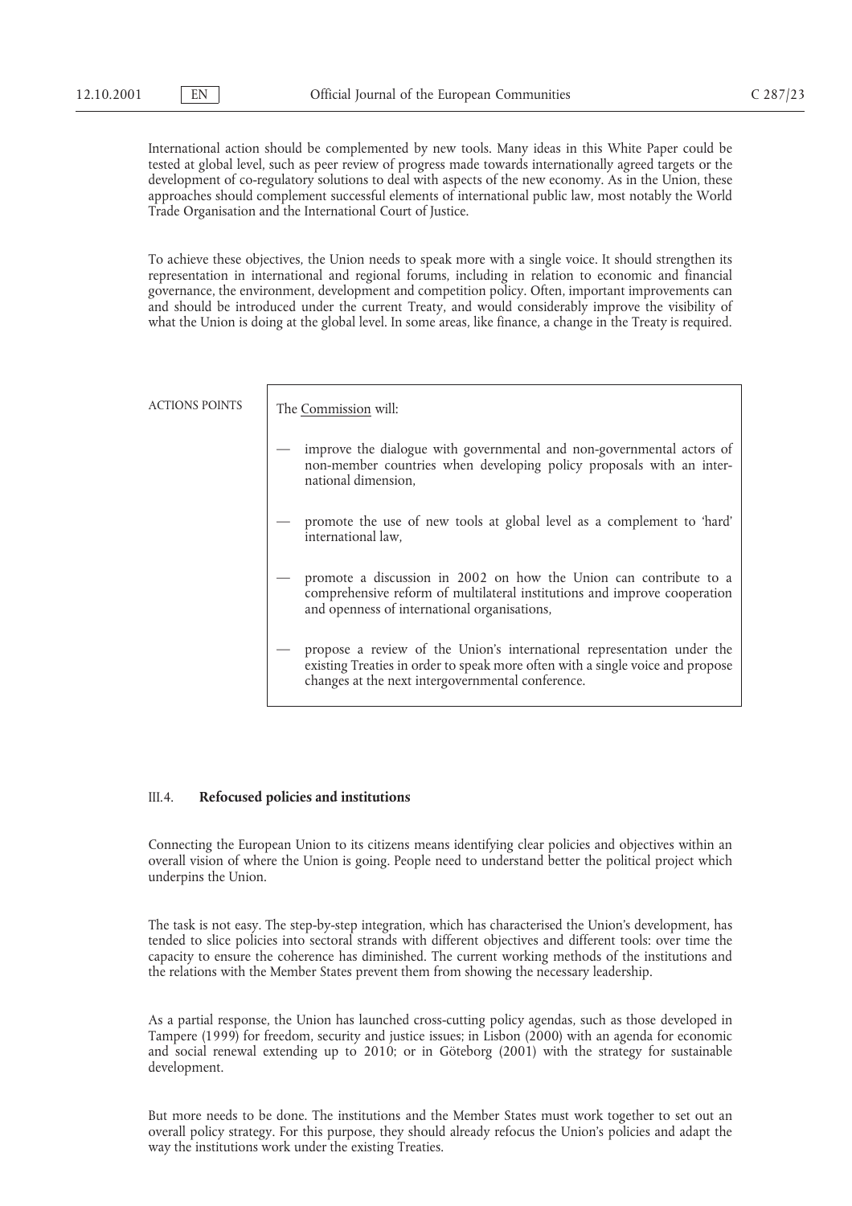International action should be complemented by new tools. Many ideas in this White Paper could be tested at global level, such as peer review of progress made towards internationally agreed targets or the development of co-regulatory solutions to deal with aspects of the new economy. As in the Union, these approaches should complement successful elements of international public law, most notably the World Trade Organisation and the International Court of Justice.

To achieve these objectives, the Union needs to speak more with a single voice. It should strengthen its representation in international and regional forums, including in relation to economic and financial governance, the environment, development and competition policy. Often, important improvements can and should be introduced under the current Treaty, and would considerably improve the visibility of what the Union is doing at the global level. In some areas, like finance, a change in the Treaty is required.

ACTIONS POINTS

The Commission will:

- improve the dialogue with governmental and non-governmental actors of non-member countries when developing policy proposals with an international dimension,
- promote the use of new tools at global level as a complement to 'hard' international law,
- promote a discussion in 2002 on how the Union can contribute to a comprehensive reform of multilateral institutions and improve cooperation and openness of international organisations,
- propose a review of the Union's international representation under the existing Treaties in order to speak more often with a single voice and propose changes at the next intergovernmental conference.

### III.4. **Refocused policies and institutions**

Connecting the European Union to its citizens means identifying clear policies and objectives within an overall vision of where the Union is going. People need to understand better the political project which underpins the Union.

The task is not easy. The step-by-step integration, which has characterised the Union's development, has tended to slice policies into sectoral strands with different objectives and different tools: over time the capacity to ensure the coherence has diminished. The current working methods of the institutions and the relations with the Member States prevent them from showing the necessary leadership.

As a partial response, the Union has launched cross-cutting policy agendas, such as those developed in Tampere (1999) for freedom, security and justice issues; in Lisbon (2000) with an agenda for economic and social renewal extending up to 2010; or in Göteborg (2001) with the strategy for sustainable development.

But more needs to be done. The institutions and the Member States must work together to set out an overall policy strategy. For this purpose, they should already refocus the Union's policies and adapt the way the institutions work under the existing Treaties.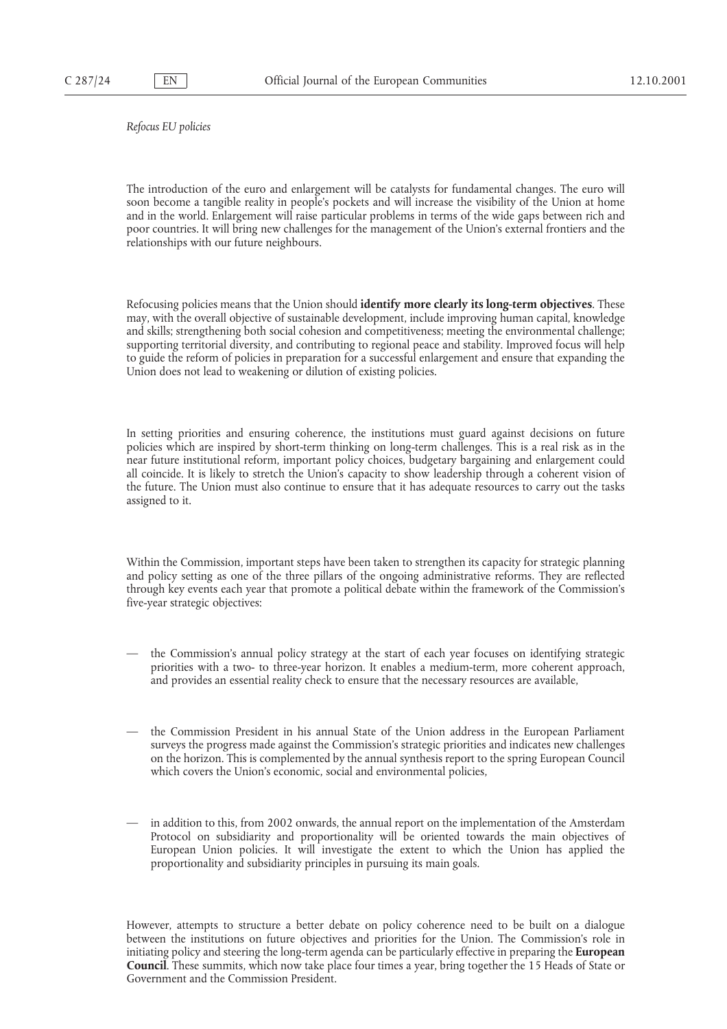*Refocus EU policies*

The introduction of the euro and enlargement will be catalysts for fundamental changes. The euro will soon become a tangible reality in people's pockets and will increase the visibility of the Union at home and in the world. Enlargement will raise particular problems in terms of the wide gaps between rich and poor countries. It will bring new challenges for the management of the Union's external frontiers and the relationships with our future neighbours.

Refocusing policies means that the Union should **identify more clearly its long-term objectives**. These may, with the overall objective of sustainable development, include improving human capital, knowledge and skills; strengthening both social cohesion and competitiveness; meeting the environmental challenge; supporting territorial diversity, and contributing to regional peace and stability. Improved focus will help to guide the reform of policies in preparation for a successful enlargement and ensure that expanding the Union does not lead to weakening or dilution of existing policies.

In setting priorities and ensuring coherence, the institutions must guard against decisions on future policies which are inspired by short-term thinking on long-term challenges. This is a real risk as in the near future institutional reform, important policy choices, budgetary bargaining and enlargement could all coincide. It is likely to stretch the Union's capacity to show leadership through a coherent vision of the future. The Union must also continue to ensure that it has adequate resources to carry out the tasks assigned to it.

Within the Commission, important steps have been taken to strengthen its capacity for strategic planning and policy setting as one of the three pillars of the ongoing administrative reforms. They are reflected through key events each year that promote a political debate within the framework of the Commission's five-year strategic objectives:

— the Commission's annual policy strategy at the start of each year focuses on identifying strategic priorities with a two- to three-year horizon. It enables a medium-term, more coherent approach, and provides an essential reality check to ensure that the necessary resources are available,

— the Commission President in his annual State of the Union address in the European Parliament surveys the progress made against the Commission's strategic priorities and indicates new challenges on the horizon. This is complemented by the annual synthesis report to the spring European Council which covers the Union's economic, social and environmental policies,

— in addition to this, from 2002 onwards, the annual report on the implementation of the Amsterdam Protocol on subsidiarity and proportionality will be oriented towards the main objectives of European Union policies. It will investigate the extent to which the Union has applied the proportionality and subsidiarity principles in pursuing its main goals.

However, attempts to structure a better debate on policy coherence need to be built on a dialogue between the institutions on future objectives and priorities for the Union. The Commission's role in initiating policy and steering the long-term agenda can be particularly effective in preparing the **European Council**. These summits, which now take place four times a year, bring together the 15 Heads of State or Government and the Commission President.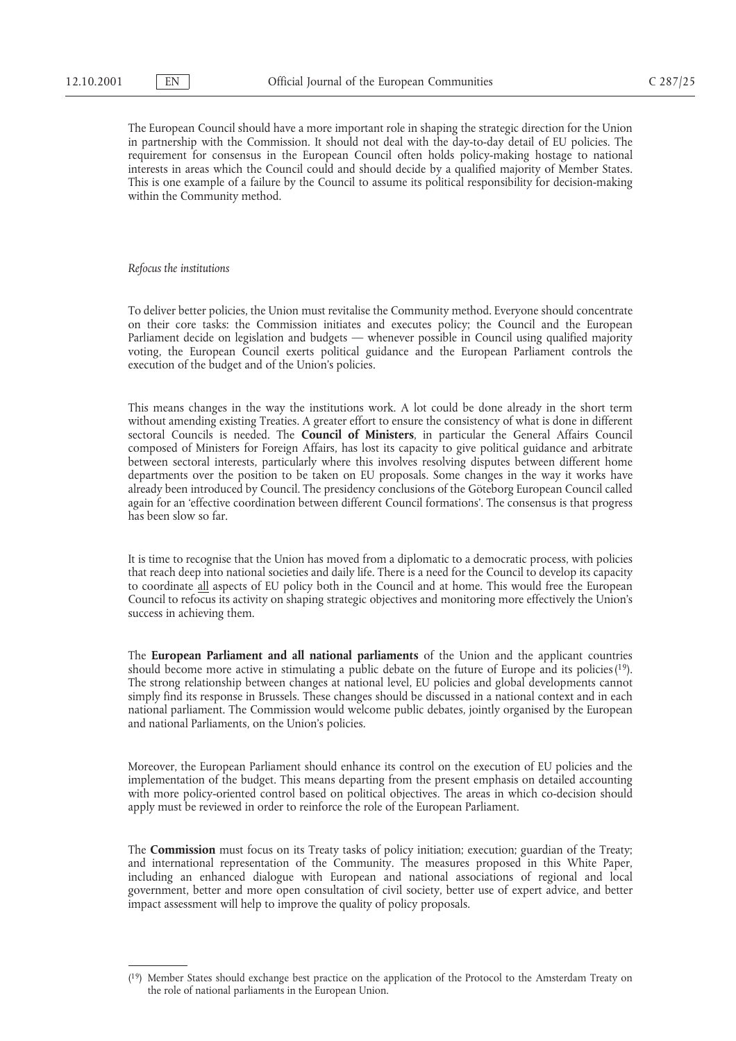The European Council should have a more important role in shaping the strategic direction for the Union in partnership with the Commission. It should not deal with the day-to-day detail of EU policies. The requirement for consensus in the European Council often holds policy-making hostage to national interests in areas which the Council could and should decide by a qualified majority of Member States. This is one example of a failure by the Council to assume its political responsibility for decision-making within the Community method.

*Refocus the institutions*

To deliver better policies, the Union must revitalise the Community method. Everyone should concentrate on their core tasks: the Commission initiates and executes policy; the Council and the European Parliament decide on legislation and budgets — whenever possible in Council using qualified majority voting, the European Council exerts political guidance and the European Parliament controls the execution of the budget and of the Union's policies.

This means changes in the way the institutions work. A lot could be done already in the short term without amending existing Treaties. A greater effort to ensure the consistency of what is done in different sectoral Councils is needed. The **Council of Ministers**, in particular the General Affairs Council composed of Ministers for Foreign Affairs, has lost its capacity to give political guidance and arbitrate between sectoral interests, particularly where this involves resolving disputes between different home departments over the position to be taken on EU proposals. Some changes in the way it works have already been introduced by Council. The presidency conclusions of the Göteborg European Council called again for an 'effective coordination between different Council formations'. The consensus is that progress has been slow so far.

It is time to recognise that the Union has moved from a diplomatic to a democratic process, with policies that reach deep into national societies and daily life. There is a need for the Council to develop its capacity to coordinate <u>all</u> aspects of EU policy both in the Council and at home. This would free the European Council to refocus its activity on shaping strategic objectives and monitoring more effectively the Union's success in achieving them.

The **European Parliament and all national parliaments** of the Union and the applicant countries should become more active in stimulating a public debate on the future of Europe and its policies [19]. The strong relationship between changes at national level, EU policies and global developments cannot simply find its response in Brussels. These changes should be discussed in a national context and in each national parliament. The Commission would welcome public debates, jointly organised by the European and national Parliaments, on the Union's policies.

Moreover, the European Parliament should enhance its control on the execution of EU policies and the implementation of the budget. This means departing from the present emphasis on detailed accounting with more policy-oriented control based on political objectives. The areas in which co-decision should apply must be reviewed in order to reinforce the role of the European Parliament.

The **Commission** must focus on its Treaty tasks of policy initiation; execution; guardian of the Treaty; and international representation of the Community. The measures proposed in this White Paper, including an enhanced dialogue with European and national associations of regional and local government, better and more open consultation of civil society, better use of expert advice, and better impact assessment will help to improve the quality of policy proposals.

---

[19] Member States should exchange best practice on the application of the Protocol to the Amsterdam Treaty on the role of national parliaments in the European Union.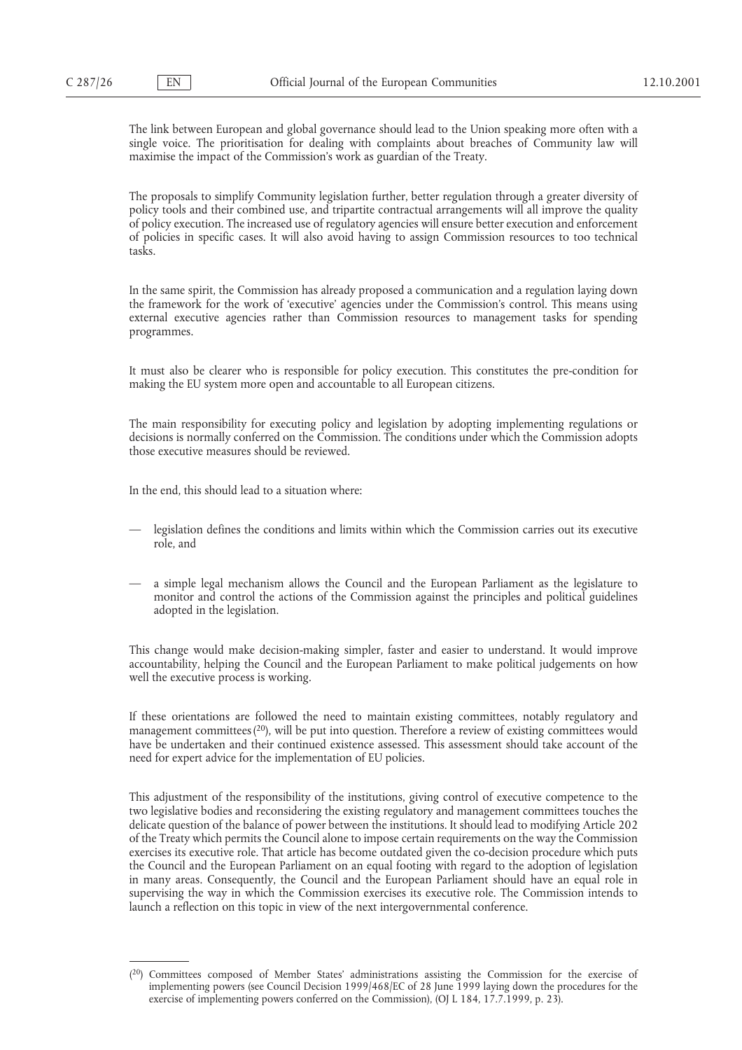The link between European and global governance should lead to the Union speaking more often with a single voice. The prioritisation for dealing with complaints about breaches of Community law will maximise the impact of the Commission's work as guardian of the Treaty.

The proposals to simplify Community legislation further, better regulation through a greater diversity of policy tools and their combined use, and tripartite contractual arrangements will all improve the quality of policy execution. The increased use of regulatory agencies will ensure better execution and enforcement of policies in specific cases. It will also avoid having to assign Commission resources to too technical tasks.

In the same spirit, the Commission has already proposed a communication and a regulation laying down the framework for the work of 'executive' agencies under the Commission's control. This means using external executive agencies rather than Commission resources to management tasks for spending programmes.

It must also be clearer who is responsible for policy execution. This constitutes the pre-condition for making the EU system more open and accountable to all European citizens.

The main responsibility for executing policy and legislation by adopting implementing regulations or decisions is normally conferred on the Commission. The conditions under which the Commission adopts those executive measures should be reviewed.

In the end, this should lead to a situation where:

— legislation defines the conditions and limits within which the Commission carries out its executive role, and

— a simple legal mechanism allows the Council and the European Parliament as the legislature to monitor and control the actions of the Commission against the principles and political guidelines adopted in the legislation.

This change would make decision-making simpler, faster and easier to understand. It would improve accountability, helping the Council and the European Parliament to make political judgements on how well the executive process is working.

If these orientations are followed the need to maintain existing committees, notably regulatory and management committees [20], will be put into question. Therefore a review of existing committees would have be undertaken and their continued existence assessed. This assessment should take account of the need for expert advice for the implementation of EU policies.

This adjustment of the responsibility of the institutions, giving control of executive competence to the two legislative bodies and reconsidering the existing regulatory and management committees touches the delicate question of the balance of power between the institutions. It should lead to modifying Article 202 of the Treaty which permits the Council alone to impose certain requirements on the way the Commission exercises its executive role. That article has become outdated given the co-decision procedure which puts the Council and the European Parliament on an equal footing with regard to the adoption of legislation in many areas. Consequently, the Council and the European Parliament should have an equal role in supervising the way in which the Commission exercises its executive role. The Commission intends to launch a reflection on this topic in view of the next intergovernmental conference.

---

[20] Committees composed of Member States' administrations assisting the Commission for the exercise of implementing powers (see Council Decision 1999/468/EC of 28 June 1999 laying down the procedures for the exercise of implementing powers conferred on the Commission), (OJ L 184, 17.7.1999, p. 23).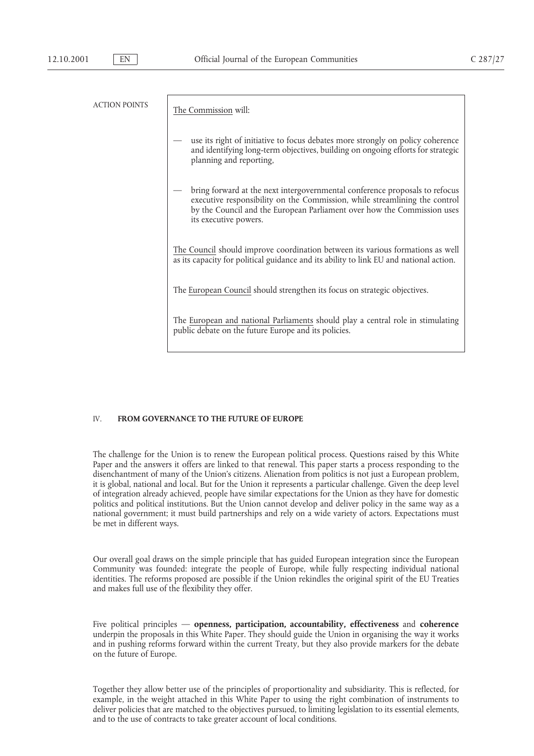ACTION POINTS

<u>The Commission</u> will:

- use its right of initiative to focus debates more strongly on policy coherence and identifying long-term objectives, building on ongoing efforts for strategic planning and reporting,
- bring forward at the next intergovernmental conference proposals to refocus executive responsibility on the Commission, while streamlining the control by the Council and the European Parliament over how the Commission uses its executive powers.

<u>The Council</u> should improve coordination between its various formations as well as its capacity for political guidance and its ability to link EU and national action.

The <u>European Council</u> should strengthen its focus on strategic objectives.

The <u>European and national Parliaments</u> should play a central role in stimulating public debate on the future Europe and its policies.

## IV. FROM GOVERNANCE TO THE FUTURE OF EUROPE

The challenge for the Union is to renew the European political process. Questions raised by this White Paper and the answers it offers are linked to that renewal. This paper starts a process responding to the disenchantment of many of the Union's citizens. Alienation from politics is not just a European problem, it is global, national and local. But for the Union it represents a particular challenge. Given the deep level of integration already achieved, people have similar expectations for the Union as they have for domestic politics and political institutions. But the Union cannot develop and deliver policy in the same way as a national government; it must build partnerships and rely on a wide variety of actors. Expectations must be met in different ways.

Our overall goal draws on the simple principle that has guided European integration since the European Community was founded: integrate the people of Europe, while fully respecting individual national identities. The reforms proposed are possible if the Union rekindles the original spirit of the EU Treaties and makes full use of the flexibility they offer.

Five political principles — **openness, participation, accountability, effectiveness** and **coherence** underpin the proposals in this White Paper. They should guide the Union in organising the way it works and in pushing reforms forward within the current Treaty, but they also provide markers for the debate on the future of Europe.

Together they allow better use of the principles of proportionality and subsidiarity. This is reflected, for example, in the weight attached in this White Paper to using the right combination of instruments to deliver policies that are matched to the objectives pursued, to limiting legislation to its essential elements, and to the use of contracts to take greater account of local conditions.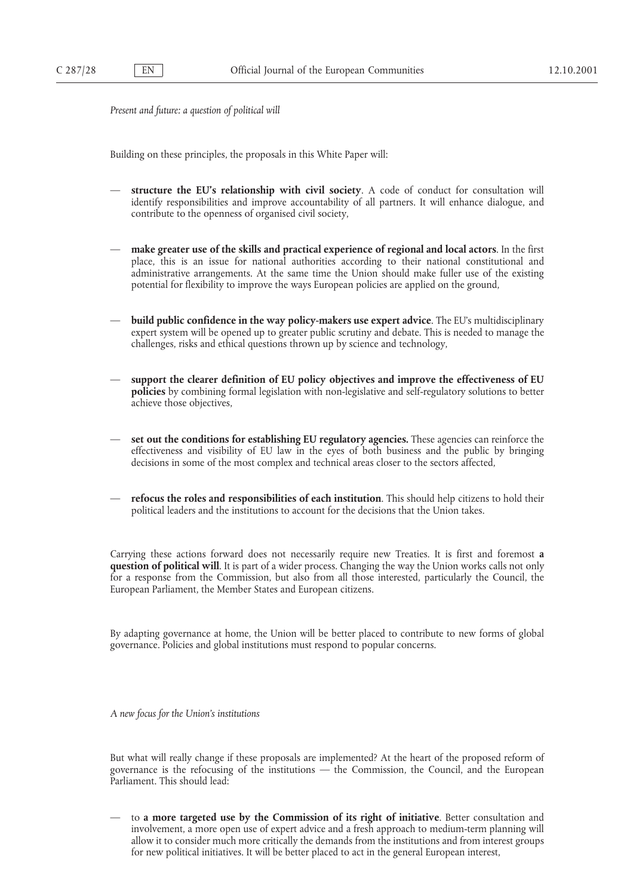*Present and future: a question of political will*

Building on these principles, the proposals in this White Paper will:

— **structure the EU's relationship with civil society**. A code of conduct for consultation will identify responsibilities and improve accountability of all partners. It will enhance dialogue, and contribute to the openness of organised civil society,

— **make greater use of the skills and practical experience of regional and local actors**. In the first place, this is an issue for national authorities according to their national constitutional and administrative arrangements. At the same time the Union should make fuller use of the existing potential for flexibility to improve the ways European policies are applied on the ground,

— **build public confidence in the way policy-makers use expert advice**. The EU's multidisciplinary expert system will be opened up to greater public scrutiny and debate. This is needed to manage the challenges, risks and ethical questions thrown up by science and technology,

— **support the clearer definition of EU policy objectives and improve the effectiveness of EU policies** by combining formal legislation with non-legislative and self-regulatory solutions to better achieve those objectives,

— **set out the conditions for establishing EU regulatory agencies.** These agencies can reinforce the effectiveness and visibility of EU law in the eyes of both business and the public by bringing decisions in some of the most complex and technical areas closer to the sectors affected,

— **refocus the roles and responsibilities of each institution**. This should help citizens to hold their political leaders and the institutions to account for the decisions that the Union takes.

Carrying these actions forward does not necessarily require new Treaties. It is first and foremost **a question of political will**. It is part of a wider process. Changing the way the Union works calls not only for a response from the Commission, but also from all those interested, particularly the Council, the European Parliament, the Member States and European citizens.

By adapting governance at home, the Union will be better placed to contribute to new forms of global governance. Policies and global institutions must respond to popular concerns.

*A new focus for the Union's institutions*

But what will really change if these proposals are implemented? At the heart of the proposed reform of governance is the refocusing of the institutions — the Commission, the Council, and the European Parliament. This should lead:

— to **a more targeted use by the Commission of its right of initiative**. Better consultation and involvement, a more open use of expert advice and a fresh approach to medium-term planning will allow it to consider much more critically the demands from the institutions and from interest groups for new political initiatives. It will be better placed to act in the general European interest,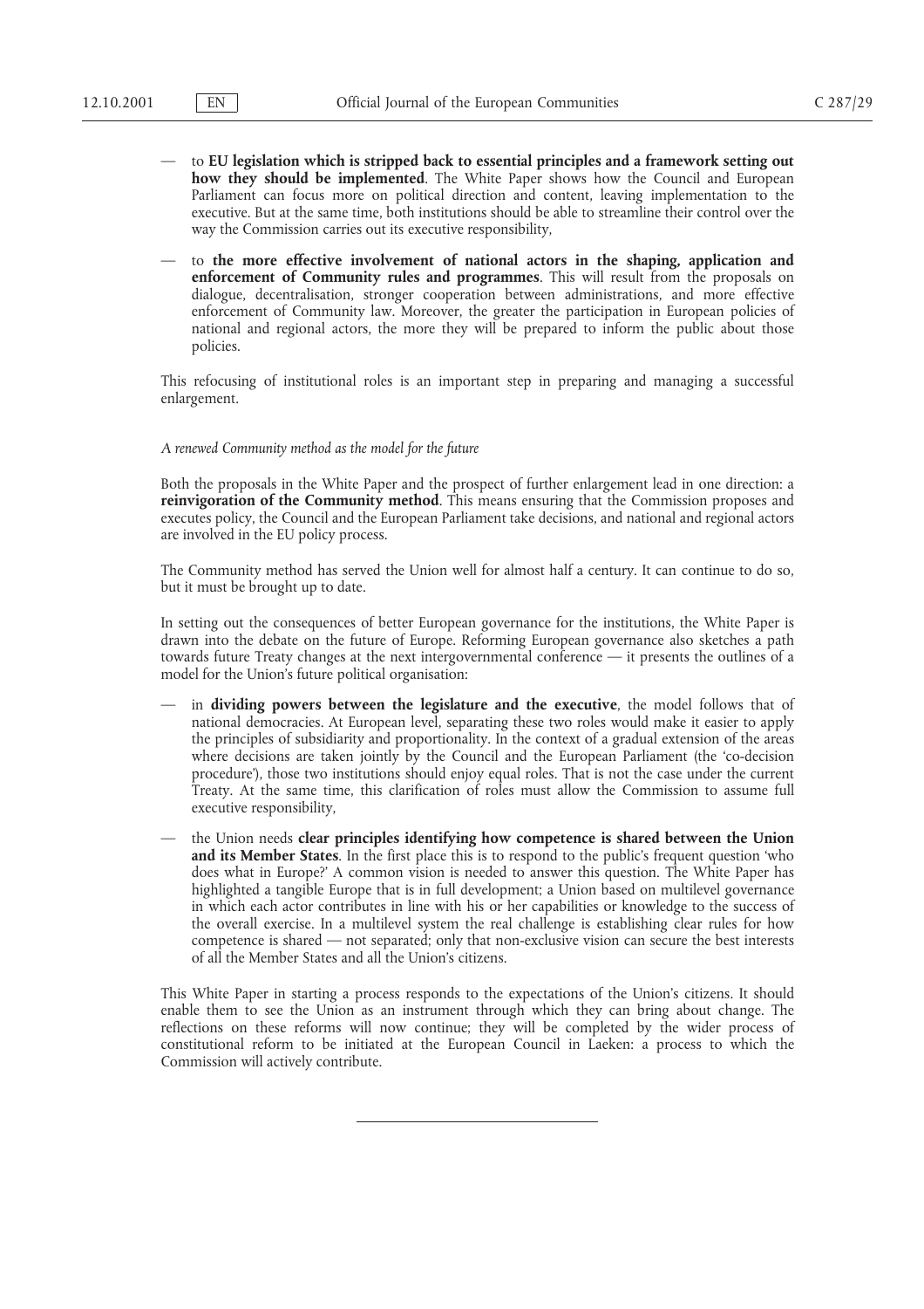— to **EU legislation which is stripped back to essential principles and a framework setting out how they should be implemented**. The White Paper shows how the Council and European Parliament can focus more on political direction and content, leaving implementation to the executive. But at the same time, both institutions should be able to streamline their control over the way the Commission carries out its executive responsibility,

— to **the more effective involvement of national actors in the shaping, application and enforcement of Community rules and programmes**. This will result from the proposals on dialogue, decentralisation, stronger cooperation between administrations, and more effective enforcement of Community law. Moreover, the greater the participation in European policies of national and regional actors, the more they will be prepared to inform the public about those policies.

This refocusing of institutional roles is an important step in preparing and managing a successful enlargement.

*A renewed Community method as the model for the future*

Both the proposals in the White Paper and the prospect of further enlargement lead in one direction: a **reinvigoration of the Community method**. This means ensuring that the Commission proposes and executes policy, the Council and the European Parliament take decisions, and national and regional actors are involved in the EU policy process.

The Community method has served the Union well for almost half a century. It can continue to do so, but it must be brought up to date.

In setting out the consequences of better European governance for the institutions, the White Paper is drawn into the debate on the future of Europe. Reforming European governance also sketches a path towards future Treaty changes at the next intergovernmental conference — it presents the outlines of a model for the Union's future political organisation:

— in **dividing powers between the legislature and the executive**, the model follows that of national democracies. At European level, separating these two roles would make it easier to apply the principles of subsidiarity and proportionality. In the context of a gradual extension of the areas where decisions are taken jointly by the Council and the European Parliament (the 'co-decision procedure'), those two institutions should enjoy equal roles. That is not the case under the current Treaty. At the same time, this clarification of roles must allow the Commission to assume full executive responsibility,

— the Union needs **clear principles identifying how competence is shared between the Union and its Member States**. In the first place this is to respond to the public's frequent question 'who does what in Europe?' A common vision is needed to answer this question. The White Paper has highlighted a tangible Europe that is in full development; a Union based on multilevel governance in which each actor contributes in line with his or her capabilities or knowledge to the success of the overall exercise. In a multilevel system the real challenge is establishing clear rules for how competence is shared — not separated; only that non-exclusive vision can secure the best interests of all the Member States and all the Union's citizens.

This White Paper in starting a process responds to the expectations of the Union's citizens. It should enable them to see the Union as an instrument through which they can bring about change. The reflections on these reforms will now continue; they will be completed by the wider process of constitutional reform to be initiated at the European Council in Laeken: a process to which the Commission will actively contribute.